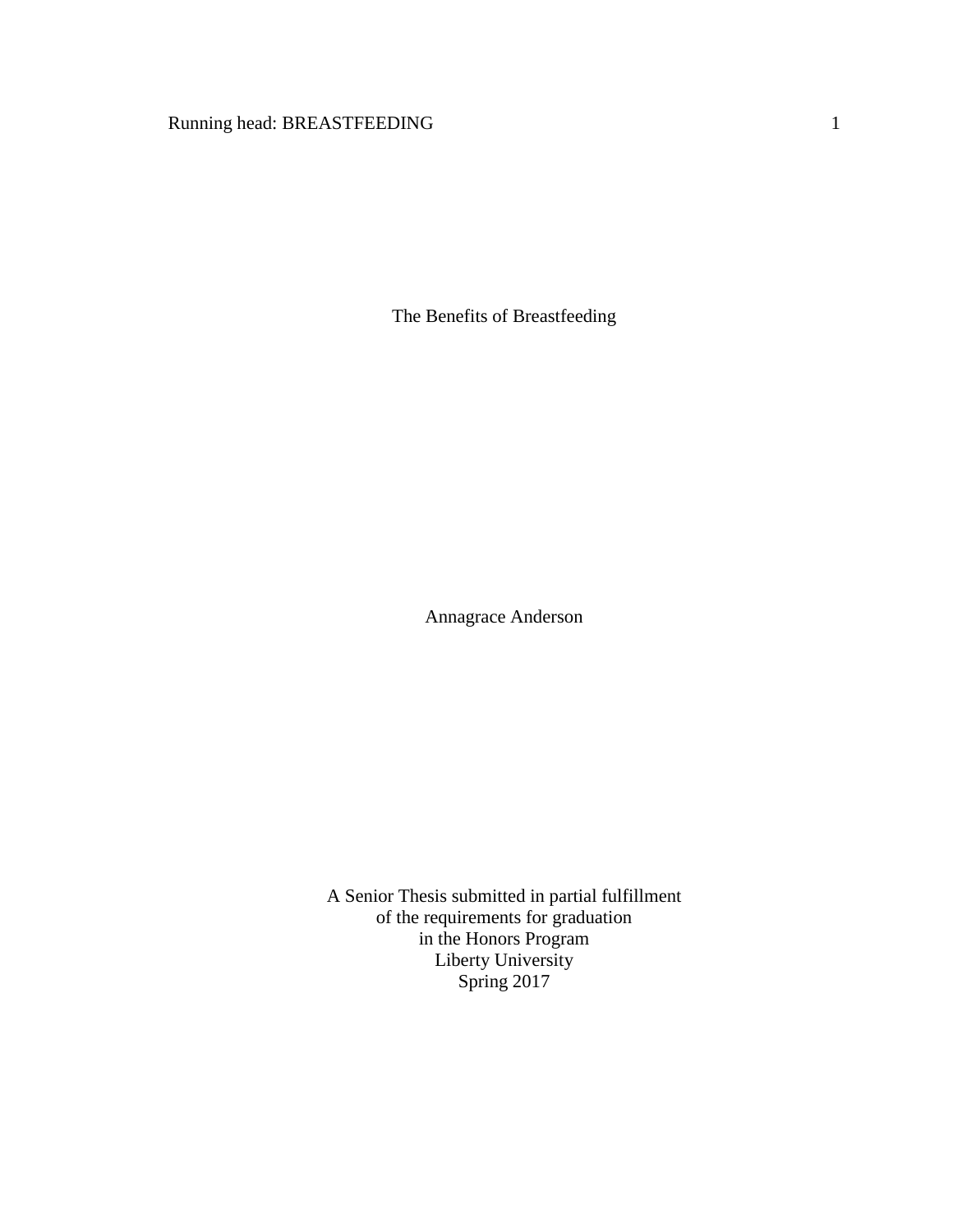# The Benefits of Breastfeeding

Annagrace Anderson

A Senior Thesis submitted in partial fulfillment
of the requirements for graduation
in the Honors Program
Liberty University
Spring 2017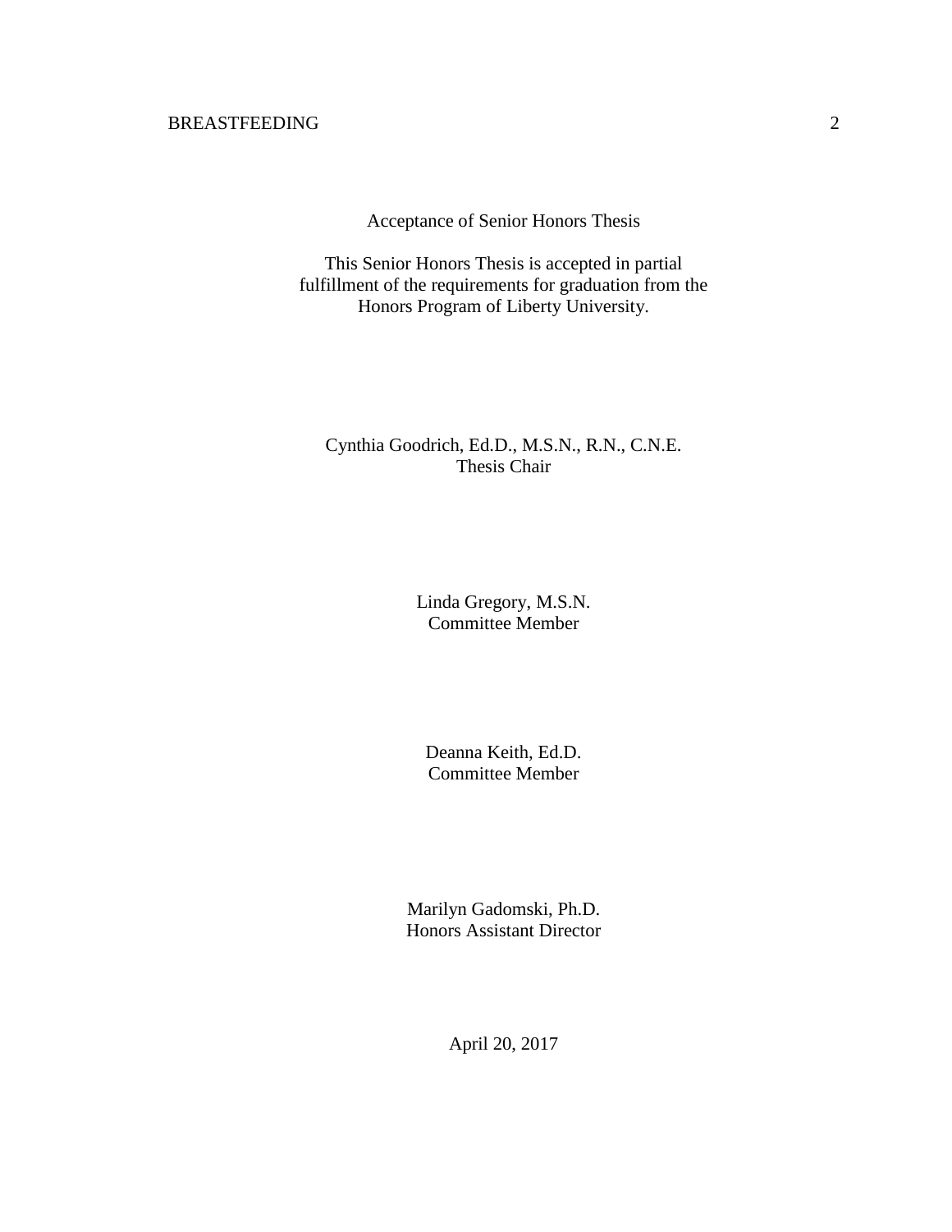Acceptance of Senior Honors Thesis

This Senior Honors Thesis is accepted in partial fulfillment of the requirements for graduation from the Honors Program of Liberty University.

Cynthia Goodrich, Ed.D., M.S.N., R.N., C.N.E.
Thesis Chair

Linda Gregory, M.S.N.
Committee Member

Deanna Keith, Ed.D.
Committee Member

Marilyn Gadomski, Ph.D.
Honors Assistant Director

April 20, 2017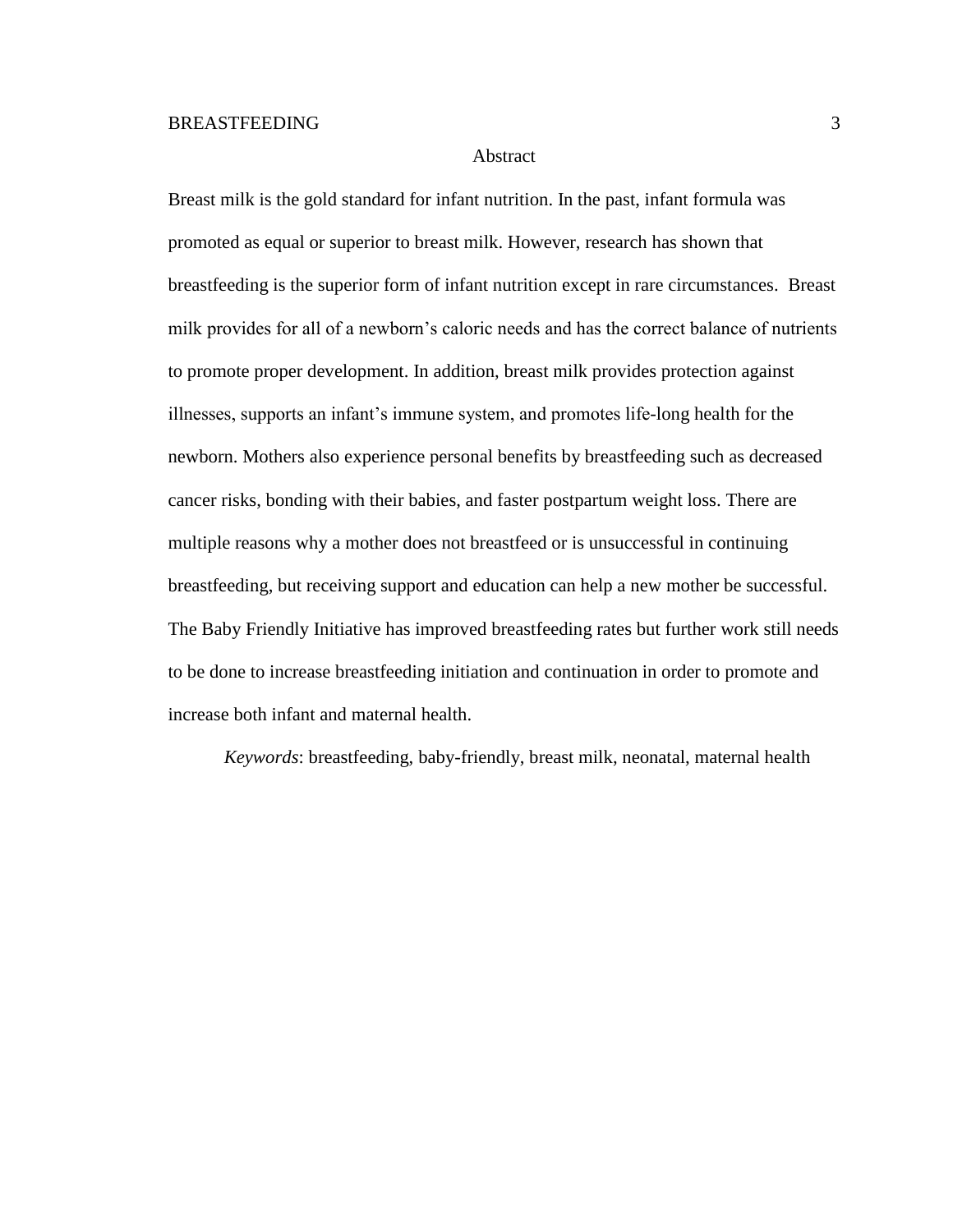# Abstract

Breast milk is the gold standard for infant nutrition. In the past, infant formula was promoted as equal or superior to breast milk. However, research has shown that breastfeeding is the superior form of infant nutrition except in rare circumstances. Breast milk provides for all of a newborn's caloric needs and has the correct balance of nutrients to promote proper development. In addition, breast milk provides protection against illnesses, supports an infant's immune system, and promotes life-long health for the newborn. Mothers also experience personal benefits by breastfeeding such as decreased cancer risks, bonding with their babies, and faster postpartum weight loss. There are multiple reasons why a mother does not breastfeed or is unsuccessful in continuing breastfeeding, but receiving support and education can help a new mother be successful. The Baby Friendly Initiative has improved breastfeeding rates but further work still needs to be done to increase breastfeeding initiation and continuation in order to promote and increase both infant and maternal health.

*Keywords*: breastfeeding, baby-friendly, breast milk, neonatal, maternal health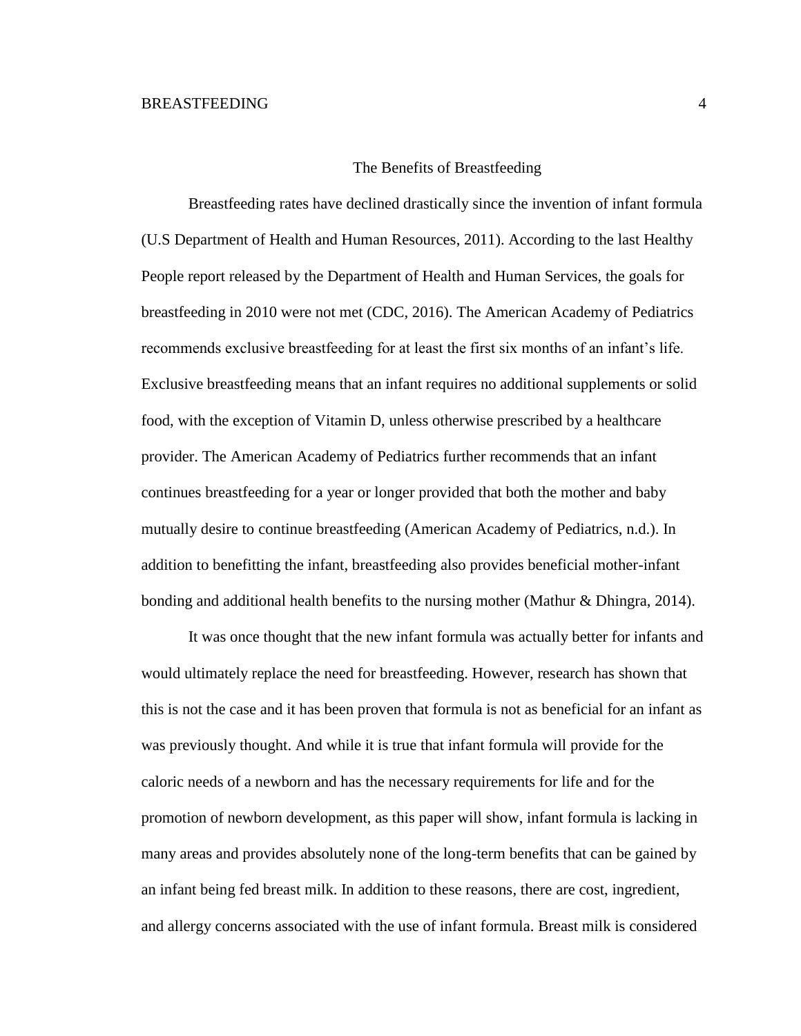# The Benefits of Breastfeeding

Breastfeeding rates have declined drastically since the invention of infant formula (U.S Department of Health and Human Resources, 2011). According to the last Healthy People report released by the Department of Health and Human Services, the goals for breastfeeding in 2010 were not met (CDC, 2016). The American Academy of Pediatrics recommends exclusive breastfeeding for at least the first six months of an infant's life. Exclusive breastfeeding means that an infant requires no additional supplements or solid food, with the exception of Vitamin D, unless otherwise prescribed by a healthcare provider. The American Academy of Pediatrics further recommends that an infant continues breastfeeding for a year or longer provided that both the mother and baby mutually desire to continue breastfeeding (American Academy of Pediatrics, n.d.). In addition to benefitting the infant, breastfeeding also provides beneficial mother-infant bonding and additional health benefits to the nursing mother (Mathur & Dhingra, 2014).

It was once thought that the new infant formula was actually better for infants and would ultimately replace the need for breastfeeding. However, research has shown that this is not the case and it has been proven that formula is not as beneficial for an infant as was previously thought. And while it is true that infant formula will provide for the caloric needs of a newborn and has the necessary requirements for life and for the promotion of newborn development, as this paper will show, infant formula is lacking in many areas and provides absolutely none of the long-term benefits that can be gained by an infant being fed breast milk. In addition to these reasons, there are cost, ingredient, and allergy concerns associated with the use of infant formula. Breast milk is considered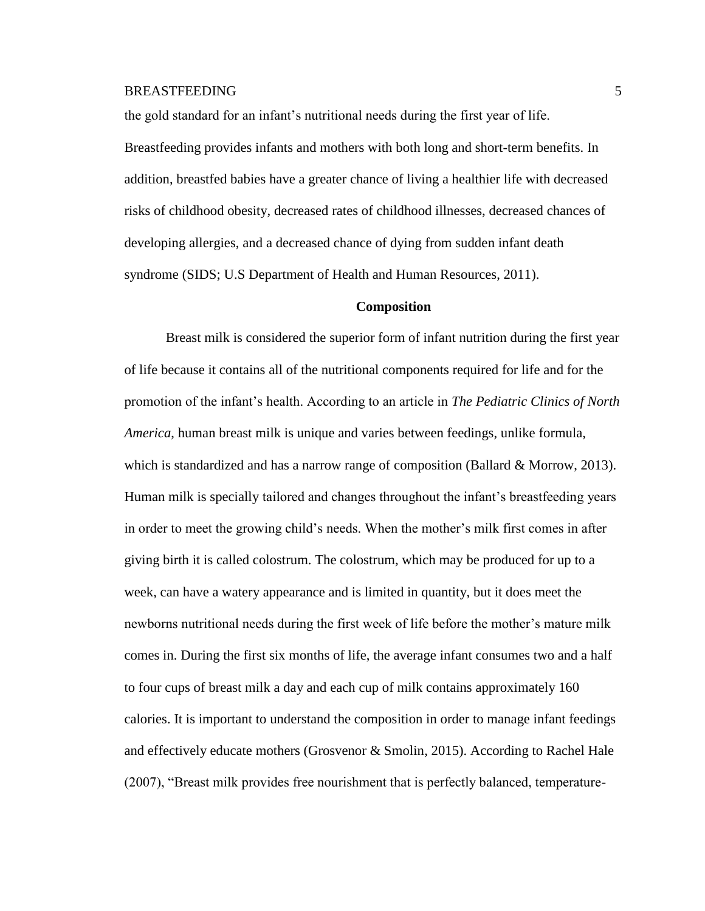the gold standard for an infant's nutritional needs during the first year of life. Breastfeeding provides infants and mothers with both long and short-term benefits. In addition, breastfed babies have a greater chance of living a healthier life with decreased risks of childhood obesity, decreased rates of childhood illnesses, decreased chances of developing allergies, and a decreased chance of dying from sudden infant death syndrome (SIDS; U.S Department of Health and Human Resources, 2011).

## Composition

Breast milk is considered the superior form of infant nutrition during the first year of life because it contains all of the nutritional components required for life and for the promotion of the infant's health. According to an article in *The Pediatric Clinics of North America*, human breast milk is unique and varies between feedings, unlike formula, which is standardized and has a narrow range of composition (Ballard & Morrow, 2013). Human milk is specially tailored and changes throughout the infant's breastfeeding years in order to meet the growing child's needs. When the mother's milk first comes in after giving birth it is called colostrum. The colostrum, which may be produced for up to a week, can have a watery appearance and is limited in quantity, but it does meet the newborns nutritional needs during the first week of life before the mother's mature milk comes in. During the first six months of life, the average infant consumes two and a half to four cups of breast milk a day and each cup of milk contains approximately 160 calories. It is important to understand the composition in order to manage infant feedings and effectively educate mothers (Grosvenor & Smolin, 2015). According to Rachel Hale (2007), "Breast milk provides free nourishment that is perfectly balanced, temperature-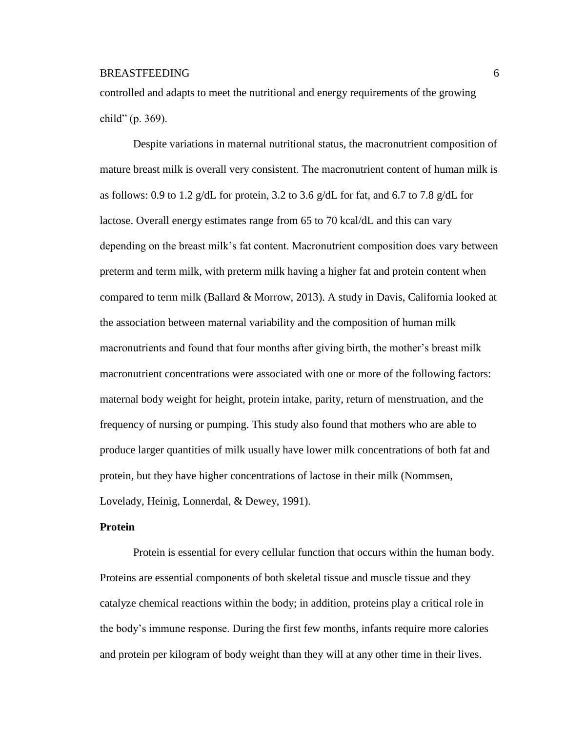controlled and adapts to meet the nutritional and energy requirements of the growing child" (p. 369).

Despite variations in maternal nutritional status, the macronutrient composition of mature breast milk is overall very consistent. The macronutrient content of human milk is as follows: 0.9 to 1.2 g/dL for protein, 3.2 to 3.6 g/dL for fat, and 6.7 to 7.8 g/dL for lactose. Overall energy estimates range from 65 to 70 kcal/dL and this can vary depending on the breast milk's fat content. Macronutrient composition does vary between preterm and term milk, with preterm milk having a higher fat and protein content when compared to term milk (Ballard & Morrow, 2013). A study in Davis, California looked at the association between maternal variability and the composition of human milk macronutrients and found that four months after giving birth, the mother's breast milk macronutrient concentrations were associated with one or more of the following factors: maternal body weight for height, protein intake, parity, return of menstruation, and the frequency of nursing or pumping. This study also found that mothers who are able to produce larger quantities of milk usually have lower milk concentrations of both fat and protein, but they have higher concentrations of lactose in their milk (Nommsen, Lovelady, Heinig, Lonnerdal, & Dewey, 1991).

**Protein**

Protein is essential for every cellular function that occurs within the human body. Proteins are essential components of both skeletal tissue and muscle tissue and they catalyze chemical reactions within the body; in addition, proteins play a critical role in the body's immune response. During the first few months, infants require more calories and protein per kilogram of body weight than they will at any other time in their lives.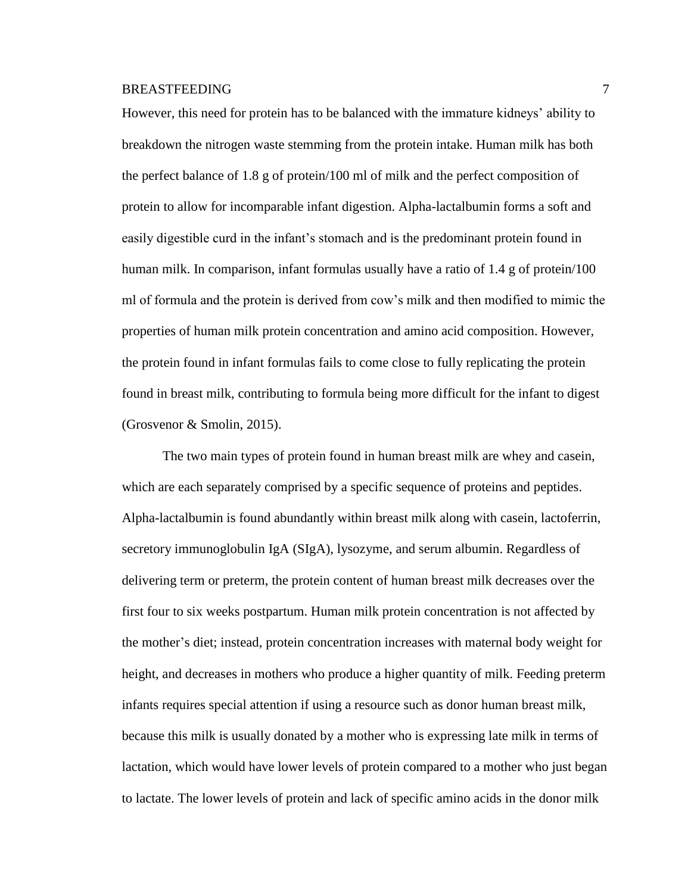However, this need for protein has to be balanced with the immature kidneys' ability to breakdown the nitrogen waste stemming from the protein intake. Human milk has both the perfect balance of 1.8 g of protein/100 ml of milk and the perfect composition of protein to allow for incomparable infant digestion. Alpha-lactalbumin forms a soft and easily digestible curd in the infant's stomach and is the predominant protein found in human milk. In comparison, infant formulas usually have a ratio of 1.4 g of protein/100 ml of formula and the protein is derived from cow's milk and then modified to mimic the properties of human milk protein concentration and amino acid composition. However, the protein found in infant formulas fails to come close to fully replicating the protein found in breast milk, contributing to formula being more difficult for the infant to digest (Grosvenor & Smolin, 2015).

The two main types of protein found in human breast milk are whey and casein, which are each separately comprised by a specific sequence of proteins and peptides. Alpha-lactalbumin is found abundantly within breast milk along with casein, lactoferrin, secretory immunoglobulin IgA (SIgA), lysozyme, and serum albumin. Regardless of delivering term or preterm, the protein content of human breast milk decreases over the first four to six weeks postpartum. Human milk protein concentration is not affected by the mother's diet; instead, protein concentration increases with maternal body weight for height, and decreases in mothers who produce a higher quantity of milk. Feeding preterm infants requires special attention if using a resource such as donor human breast milk, because this milk is usually donated by a mother who is expressing late milk in terms of lactation, which would have lower levels of protein compared to a mother who just began to lactate. The lower levels of protein and lack of specific amino acids in the donor milk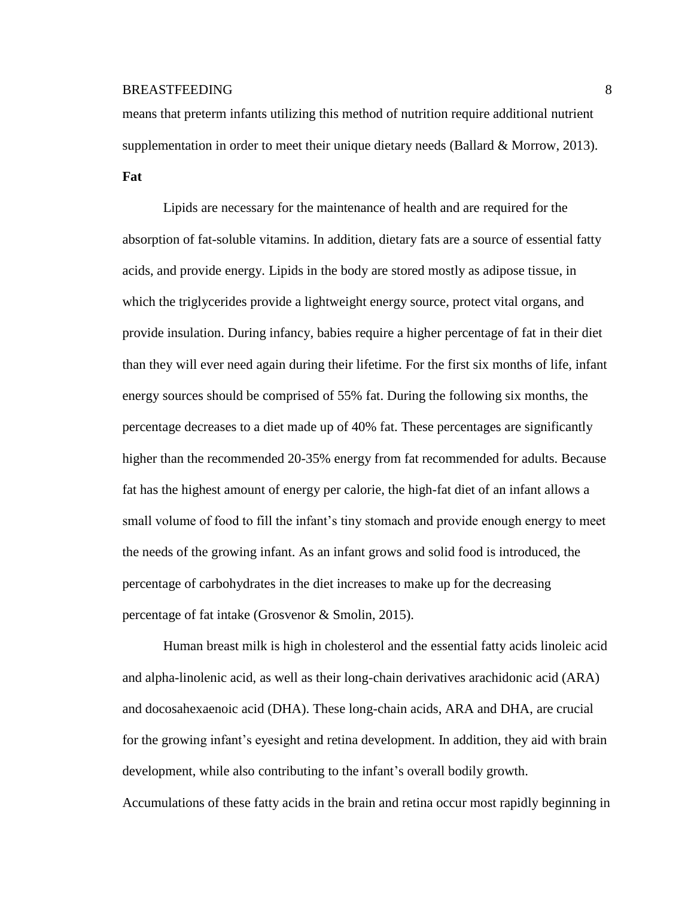means that preterm infants utilizing this method of nutrition require additional nutrient supplementation in order to meet their unique dietary needs (Ballard & Morrow, 2013).

**Fat**

Lipids are necessary for the maintenance of health and are required for the absorption of fat-soluble vitamins. In addition, dietary fats are a source of essential fatty acids, and provide energy. Lipids in the body are stored mostly as adipose tissue, in which the triglycerides provide a lightweight energy source, protect vital organs, and provide insulation. During infancy, babies require a higher percentage of fat in their diet than they will ever need again during their lifetime. For the first six months of life, infant energy sources should be comprised of 55% fat. During the following six months, the percentage decreases to a diet made up of 40% fat. These percentages are significantly higher than the recommended 20-35% energy from fat recommended for adults. Because fat has the highest amount of energy per calorie, the high-fat diet of an infant allows a small volume of food to fill the infant's tiny stomach and provide enough energy to meet the needs of the growing infant. As an infant grows and solid food is introduced, the percentage of carbohydrates in the diet increases to make up for the decreasing percentage of fat intake (Grosvenor & Smolin, 2015).

Human breast milk is high in cholesterol and the essential fatty acids linoleic acid and alpha-linolenic acid, as well as their long-chain derivatives arachidonic acid (ARA) and docosahexaenoic acid (DHA). These long-chain acids, ARA and DHA, are crucial for the growing infant's eyesight and retina development. In addition, they aid with brain development, while also contributing to the infant's overall bodily growth. Accumulations of these fatty acids in the brain and retina occur most rapidly beginning in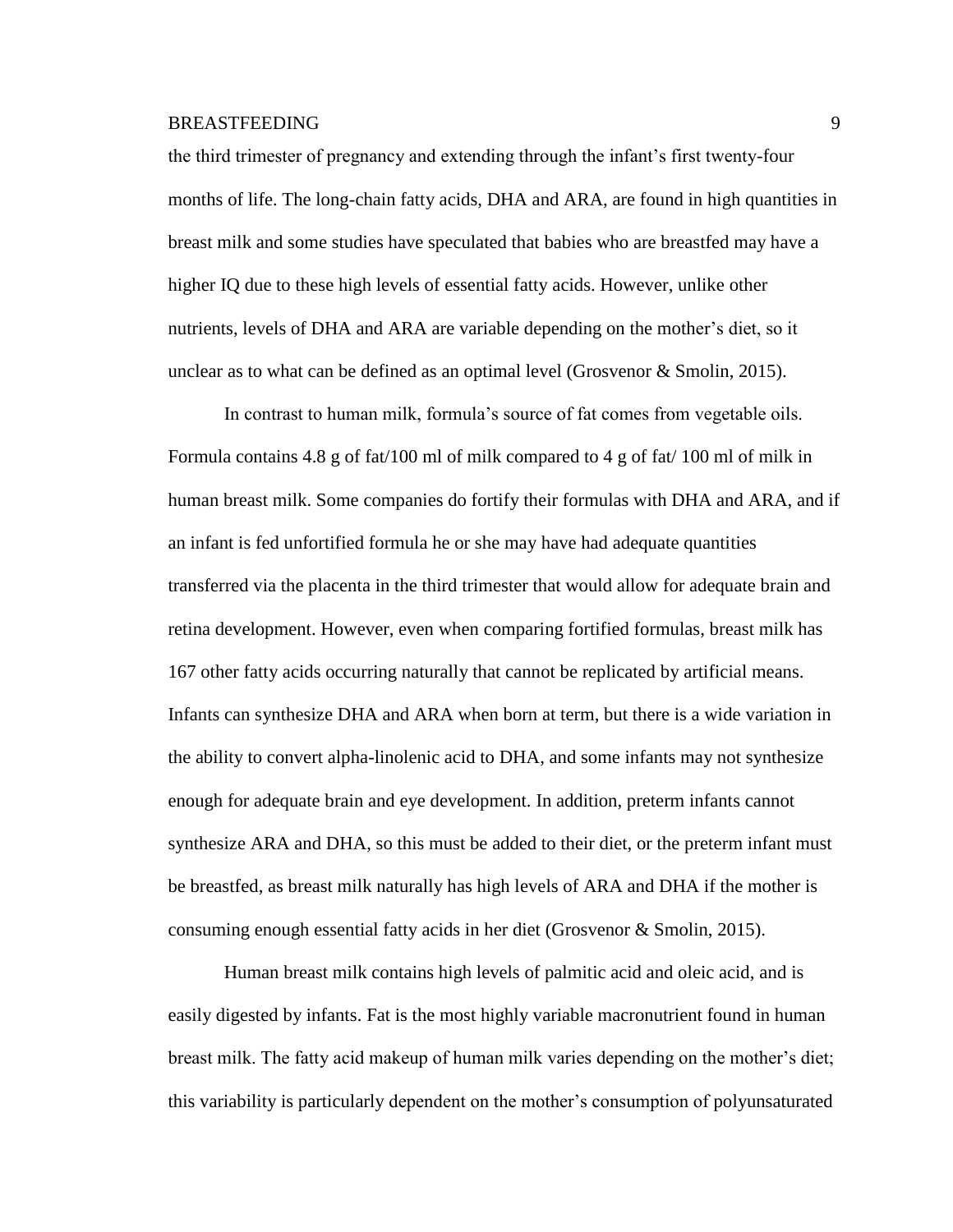the third trimester of pregnancy and extending through the infant's first twenty-four months of life. The long-chain fatty acids, DHA and ARA, are found in high quantities in breast milk and some studies have speculated that babies who are breastfed may have a higher IQ due to these high levels of essential fatty acids. However, unlike other nutrients, levels of DHA and ARA are variable depending on the mother's diet, so it unclear as to what can be defined as an optimal level (Grosvenor & Smolin, 2015).

In contrast to human milk, formula's source of fat comes from vegetable oils. Formula contains 4.8 g of fat/100 ml of milk compared to 4 g of fat/ 100 ml of milk in human breast milk. Some companies do fortify their formulas with DHA and ARA, and if an infant is fed unfortified formula he or she may have had adequate quantities transferred via the placenta in the third trimester that would allow for adequate brain and retina development. However, even when comparing fortified formulas, breast milk has 167 other fatty acids occurring naturally that cannot be replicated by artificial means. Infants can synthesize DHA and ARA when born at term, but there is a wide variation in the ability to convert alpha-linolenic acid to DHA, and some infants may not synthesize enough for adequate brain and eye development. In addition, preterm infants cannot synthesize ARA and DHA, so this must be added to their diet, or the preterm infant must be breastfed, as breast milk naturally has high levels of ARA and DHA if the mother is consuming enough essential fatty acids in her diet (Grosvenor & Smolin, 2015).

Human breast milk contains high levels of palmitic acid and oleic acid, and is easily digested by infants. Fat is the most highly variable macronutrient found in human breast milk. The fatty acid makeup of human milk varies depending on the mother's diet; this variability is particularly dependent on the mother's consumption of polyunsaturated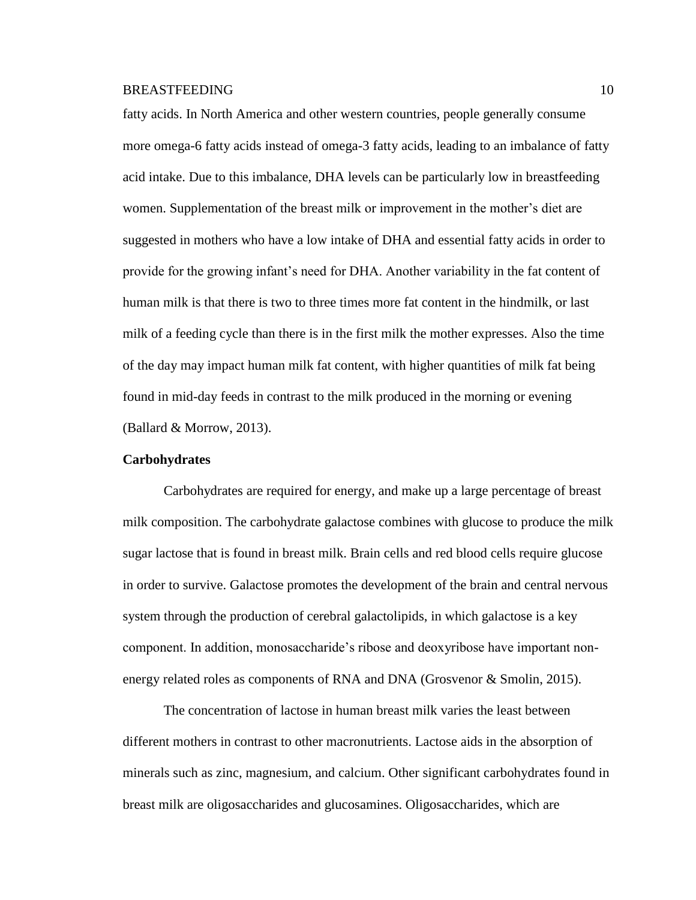fatty acids. In North America and other western countries, people generally consume more omega-6 fatty acids instead of omega-3 fatty acids, leading to an imbalance of fatty acid intake. Due to this imbalance, DHA levels can be particularly low in breastfeeding women. Supplementation of the breast milk or improvement in the mother's diet are suggested in mothers who have a low intake of DHA and essential fatty acids in order to provide for the growing infant's need for DHA. Another variability in the fat content of human milk is that there is two to three times more fat content in the hindmilk, or last milk of a feeding cycle than there is in the first milk the mother expresses. Also the time of the day may impact human milk fat content, with higher quantities of milk fat being found in mid-day feeds in contrast to the milk produced in the morning or evening (Ballard & Morrow, 2013).

**Carbohydrates**

Carbohydrates are required for energy, and make up a large percentage of breast milk composition. The carbohydrate galactose combines with glucose to produce the milk sugar lactose that is found in breast milk. Brain cells and red blood cells require glucose in order to survive. Galactose promotes the development of the brain and central nervous system through the production of cerebral galactolipids, in which galactose is a key component. In addition, monosaccharide's ribose and deoxyribose have important non-energy related roles as components of RNA and DNA (Grosvenor & Smolin, 2015).

The concentration of lactose in human breast milk varies the least between different mothers in contrast to other macronutrients. Lactose aids in the absorption of minerals such as zinc, magnesium, and calcium. Other significant carbohydrates found in breast milk are oligosaccharides and glucosamines. Oligosaccharides, which are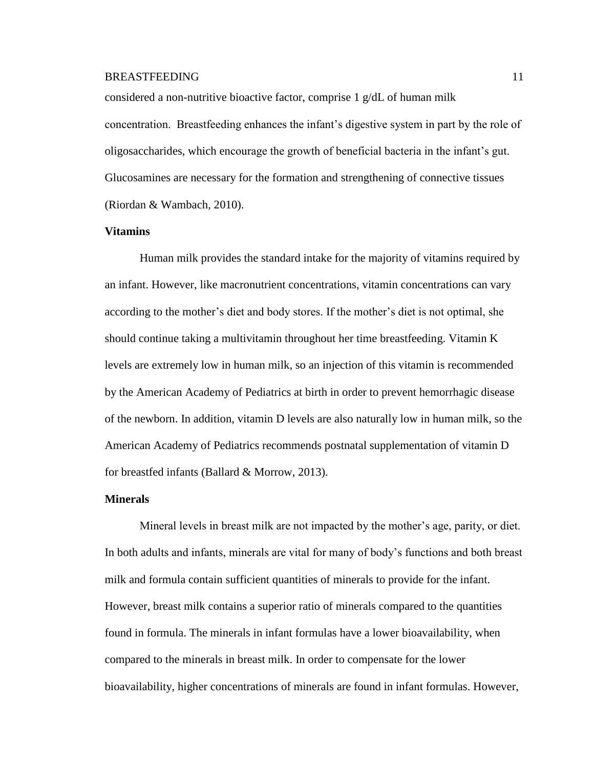considered a non-nutritive bioactive factor, comprise 1 g/dL of human milk concentration. Breastfeeding enhances the infant's digestive system in part by the role of oligosaccharides, which encourage the growth of beneficial bacteria in the infant's gut. Glucosamines are necessary for the formation and strengthening of connective tissues (Riordan & Wambach, 2010).

**Vitamins**

Human milk provides the standard intake for the majority of vitamins required by an infant. However, like macronutrient concentrations, vitamin concentrations can vary according to the mother's diet and body stores. If the mother's diet is not optimal, she should continue taking a multivitamin throughout her time breastfeeding. Vitamin K levels are extremely low in human milk, so an injection of this vitamin is recommended by the American Academy of Pediatrics at birth in order to prevent hemorrhagic disease of the newborn. In addition, vitamin D levels are also naturally low in human milk, so the American Academy of Pediatrics recommends postnatal supplementation of vitamin D for breastfed infants (Ballard & Morrow, 2013).

**Minerals**

Mineral levels in breast milk are not impacted by the mother's age, parity, or diet. In both adults and infants, minerals are vital for many of body's functions and both breast milk and formula contain sufficient quantities of minerals to provide for the infant. However, breast milk contains a superior ratio of minerals compared to the quantities found in formula. The minerals in infant formulas have a lower bioavailability, when compared to the minerals in breast milk. In order to compensate for the lower bioavailability, higher concentrations of minerals are found in infant formulas. However,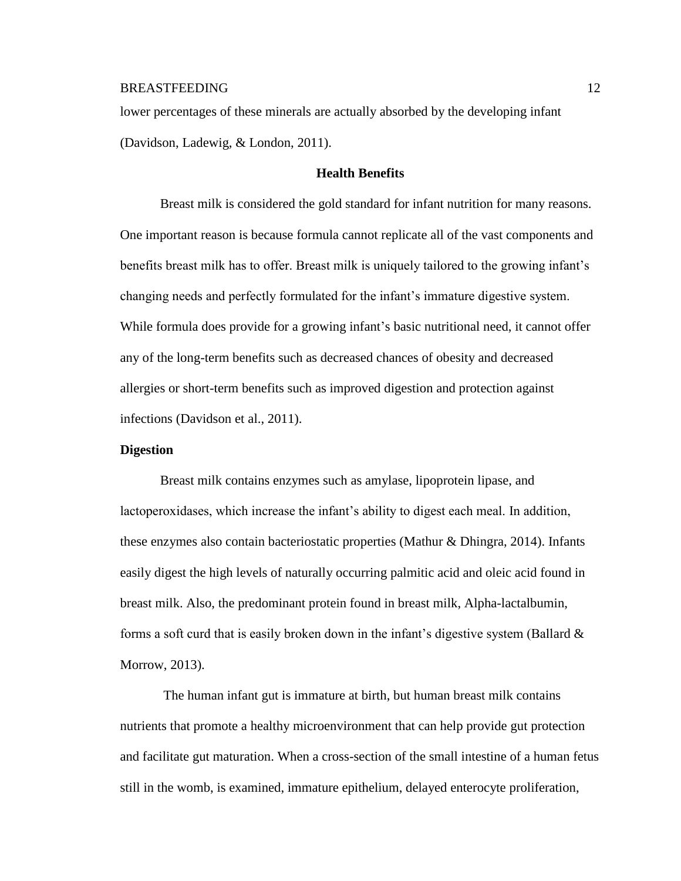lower percentages of these minerals are actually absorbed by the developing infant (Davidson, Ladewig, & London, 2011).

## Health Benefits

Breast milk is considered the gold standard for infant nutrition for many reasons. One important reason is because formula cannot replicate all of the vast components and benefits breast milk has to offer. Breast milk is uniquely tailored to the growing infant's changing needs and perfectly formulated for the infant's immature digestive system. While formula does provide for a growing infant's basic nutritional need, it cannot offer any of the long-term benefits such as decreased chances of obesity and decreased allergies or short-term benefits such as improved digestion and protection against infections (Davidson et al., 2011).

### Digestion

Breast milk contains enzymes such as amylase, lipoprotein lipase, and lactoperoxidases, which increase the infant's ability to digest each meal. In addition, these enzymes also contain bacteriostatic properties (Mathur & Dhingra, 2014). Infants easily digest the high levels of naturally occurring palmitic acid and oleic acid found in breast milk. Also, the predominant protein found in breast milk, Alpha-lactalbumin, forms a soft curd that is easily broken down in the infant's digestive system (Ballard & Morrow, 2013).

The human infant gut is immature at birth, but human breast milk contains nutrients that promote a healthy microenvironment that can help provide gut protection and facilitate gut maturation. When a cross-section of the small intestine of a human fetus still in the womb, is examined, immature epithelium, delayed enterocyte proliferation,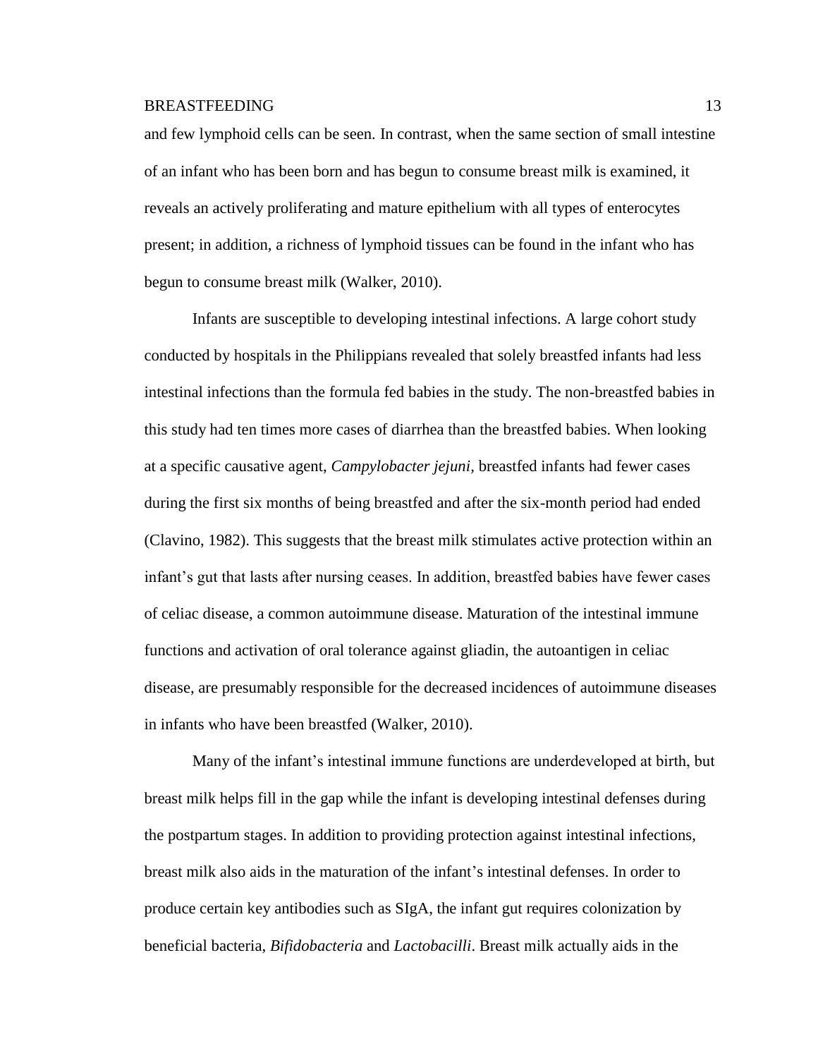and few lymphoid cells can be seen. In contrast, when the same section of small intestine of an infant who has been born and has begun to consume breast milk is examined, it reveals an actively proliferating and mature epithelium with all types of enterocytes present; in addition, a richness of lymphoid tissues can be found in the infant who has begun to consume breast milk (Walker, 2010).

Infants are susceptible to developing intestinal infections. A large cohort study conducted by hospitals in the Philippians revealed that solely breastfed infants had less intestinal infections than the formula fed babies in the study. The non-breastfed babies in this study had ten times more cases of diarrhea than the breastfed babies. When looking at a specific causative agent, *Campylobacter jejuni,* breastfed infants had fewer cases during the first six months of being breastfed and after the six-month period had ended (Clavino, 1982). This suggests that the breast milk stimulates active protection within an infant's gut that lasts after nursing ceases. In addition, breastfed babies have fewer cases of celiac disease, a common autoimmune disease. Maturation of the intestinal immune functions and activation of oral tolerance against gliadin, the autoantigen in celiac disease, are presumably responsible for the decreased incidences of autoimmune diseases in infants who have been breastfed (Walker, 2010).

Many of the infant's intestinal immune functions are underdeveloped at birth, but breast milk helps fill in the gap while the infant is developing intestinal defenses during the postpartum stages. In addition to providing protection against intestinal infections, breast milk also aids in the maturation of the infant's intestinal defenses. In order to produce certain key antibodies such as SIgA, the infant gut requires colonization by beneficial bacteria, *Bifidobacteria* and *Lactobacilli*. Breast milk actually aids in the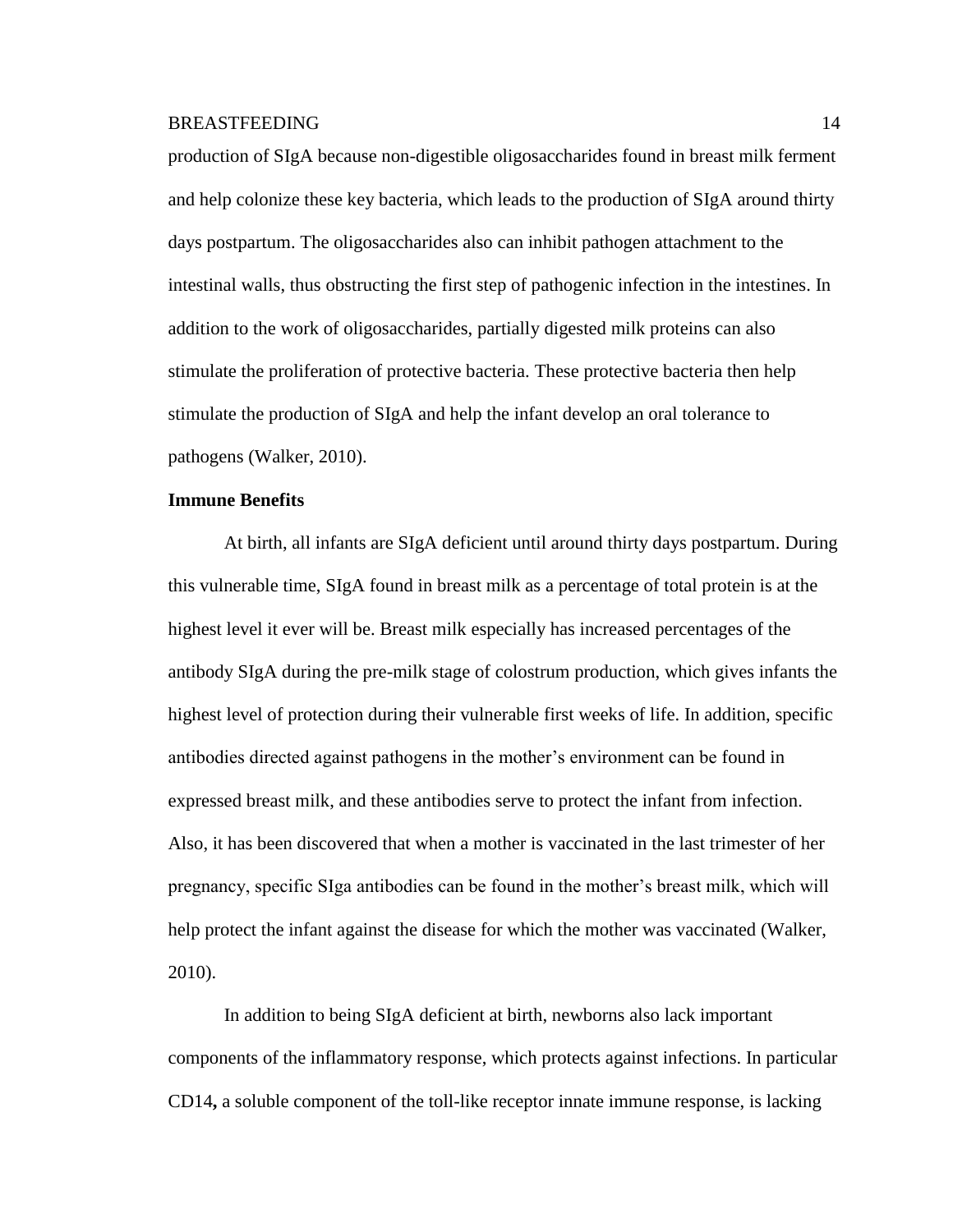production of SIgA because non-digestible oligosaccharides found in breast milk ferment and help colonize these key bacteria, which leads to the production of SIgA around thirty days postpartum. The oligosaccharides also can inhibit pathogen attachment to the intestinal walls, thus obstructing the first step of pathogenic infection in the intestines. In addition to the work of oligosaccharides, partially digested milk proteins can also stimulate the proliferation of protective bacteria. These protective bacteria then help stimulate the production of SIgA and help the infant develop an oral tolerance to pathogens (Walker, 2010).

**Immune Benefits**

At birth, all infants are SIgA deficient until around thirty days postpartum. During this vulnerable time, SIgA found in breast milk as a percentage of total protein is at the highest level it ever will be. Breast milk especially has increased percentages of the antibody SIgA during the pre-milk stage of colostrum production, which gives infants the highest level of protection during their vulnerable first weeks of life. In addition, specific antibodies directed against pathogens in the mother's environment can be found in expressed breast milk, and these antibodies serve to protect the infant from infection. Also, it has been discovered that when a mother is vaccinated in the last trimester of her pregnancy, specific SIga antibodies can be found in the mother's breast milk, which will help protect the infant against the disease for which the mother was vaccinated (Walker, 2010).

In addition to being SIgA deficient at birth, newborns also lack important components of the inflammatory response, which protects against infections. In particular CD14**,** a soluble component of the toll-like receptor innate immune response, is lacking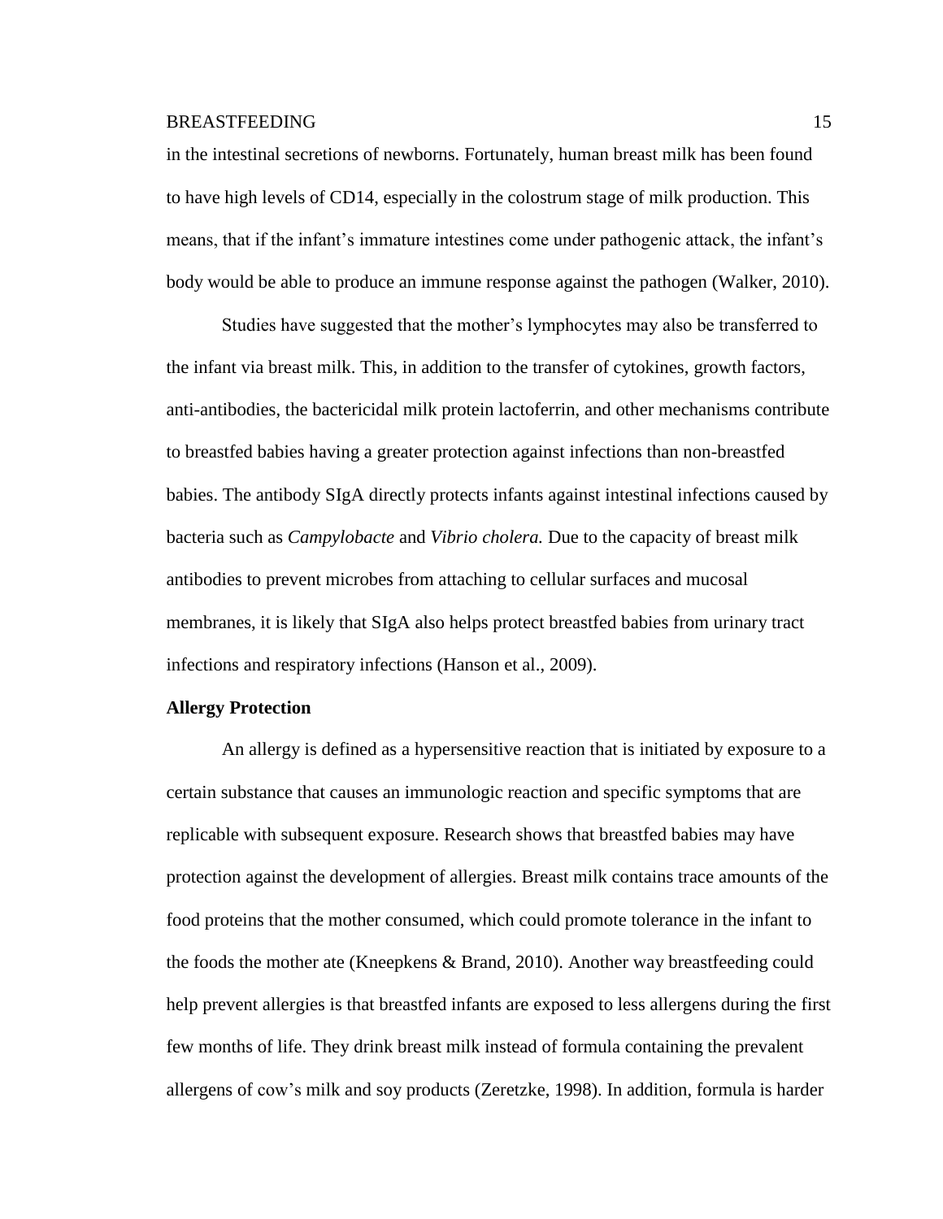in the intestinal secretions of newborns. Fortunately, human breast milk has been found to have high levels of CD14, especially in the colostrum stage of milk production. This means, that if the infant's immature intestines come under pathogenic attack, the infant's body would be able to produce an immune response against the pathogen (Walker, 2010).

Studies have suggested that the mother's lymphocytes may also be transferred to the infant via breast milk. This, in addition to the transfer of cytokines, growth factors, anti-antibodies, the bactericidal milk protein lactoferrin, and other mechanisms contribute to breastfed babies having a greater protection against infections than non-breastfed babies. The antibody SIgA directly protects infants against intestinal infections caused by bacteria such as *Campylobacte* and *Vibrio cholera.* Due to the capacity of breast milk antibodies to prevent microbes from attaching to cellular surfaces and mucosal membranes, it is likely that SIgA also helps protect breastfed babies from urinary tract infections and respiratory infections (Hanson et al., 2009).

**Allergy Protection**

An allergy is defined as a hypersensitive reaction that is initiated by exposure to a certain substance that causes an immunologic reaction and specific symptoms that are replicable with subsequent exposure. Research shows that breastfed babies may have protection against the development of allergies. Breast milk contains trace amounts of the food proteins that the mother consumed, which could promote tolerance in the infant to the foods the mother ate (Kneepkens & Brand, 2010). Another way breastfeeding could help prevent allergies is that breastfed infants are exposed to less allergens during the first few months of life. They drink breast milk instead of formula containing the prevalent allergens of cow's milk and soy products (Zeretzke, 1998). In addition, formula is harder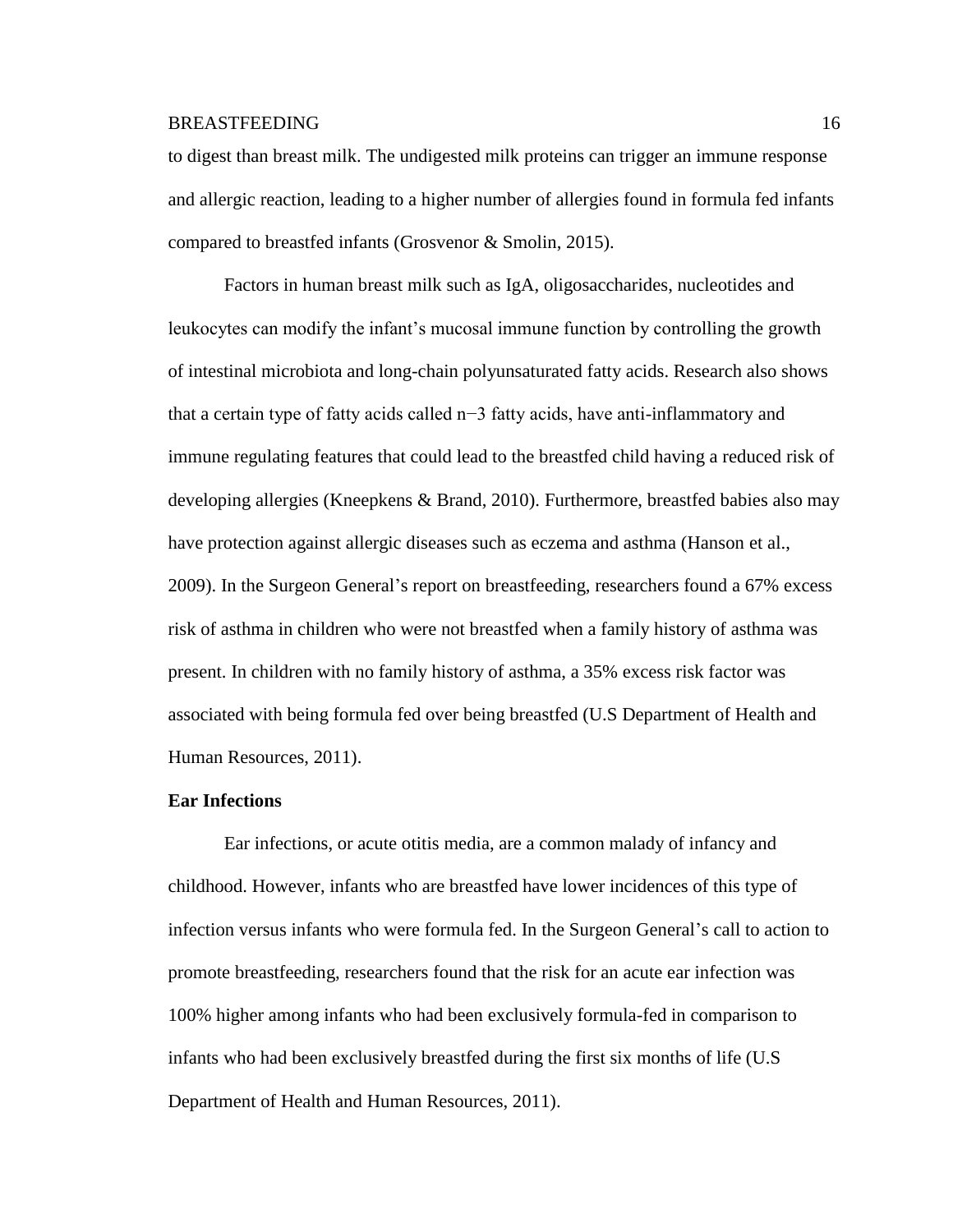to digest than breast milk. The undigested milk proteins can trigger an immune response and allergic reaction, leading to a higher number of allergies found in formula fed infants compared to breastfed infants (Grosvenor & Smolin, 2015).

Factors in human breast milk such as IgA, oligosaccharides, nucleotides and leukocytes can modify the infant's mucosal immune function by controlling the growth of intestinal microbiota and long-chain polyunsaturated fatty acids. Research also shows that a certain type of fatty acids called n−3 fatty acids, have anti-inflammatory and immune regulating features that could lead to the breastfed child having a reduced risk of developing allergies (Kneepkens & Brand, 2010). Furthermore, breastfed babies also may have protection against allergic diseases such as eczema and asthma (Hanson et al., 2009). In the Surgeon General's report on breastfeeding, researchers found a 67% excess risk of asthma in children who were not breastfed when a family history of asthma was present. In children with no family history of asthma, a 35% excess risk factor was associated with being formula fed over being breastfed (U.S Department of Health and Human Resources, 2011).

**Ear Infections**

Ear infections, or acute otitis media, are a common malady of infancy and childhood. However, infants who are breastfed have lower incidences of this type of infection versus infants who were formula fed. In the Surgeon General's call to action to promote breastfeeding, researchers found that the risk for an acute ear infection was 100% higher among infants who had been exclusively formula-fed in comparison to infants who had been exclusively breastfed during the first six months of life (U.S Department of Health and Human Resources, 2011).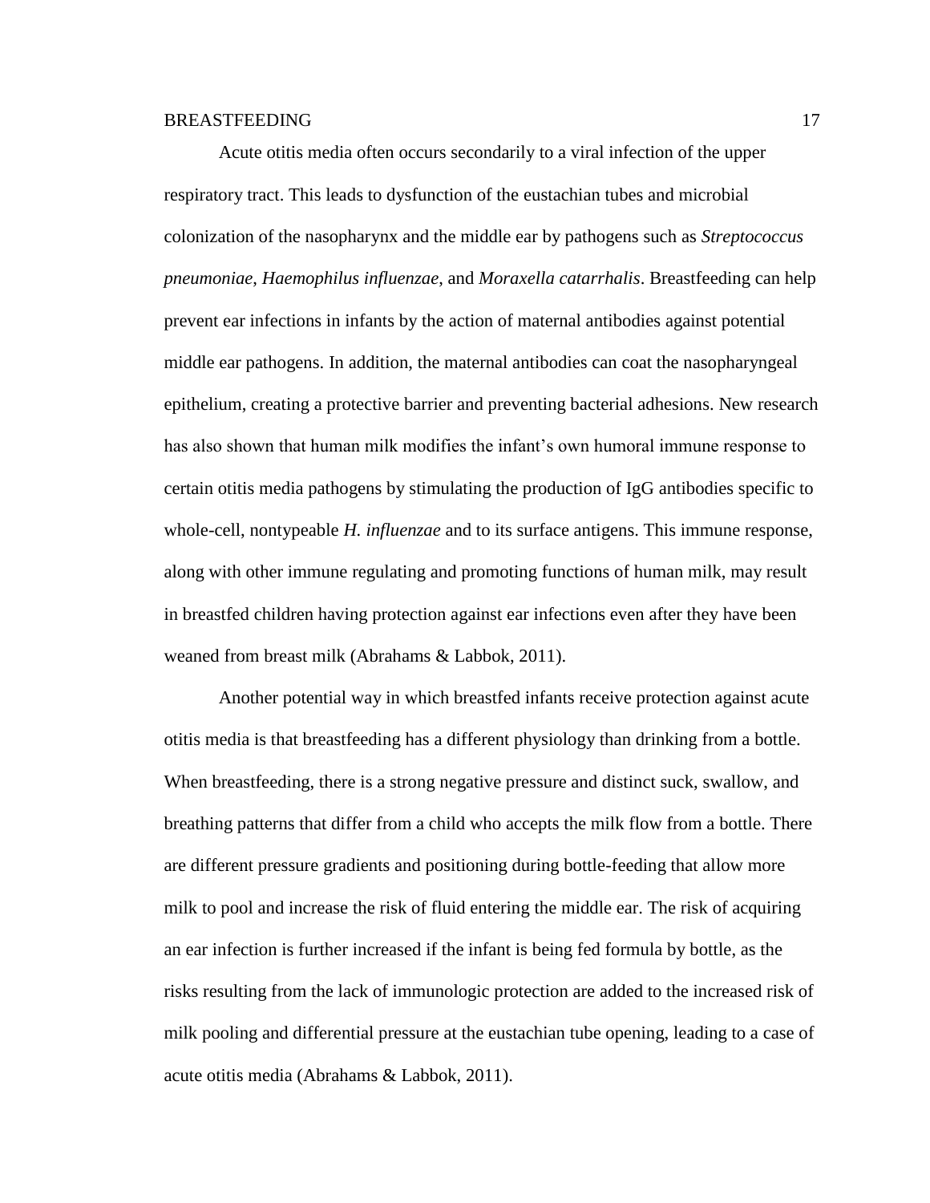Acute otitis media often occurs secondarily to a viral infection of the upper respiratory tract. This leads to dysfunction of the eustachian tubes and microbial colonization of the nasopharynx and the middle ear by pathogens such as *Streptococcus pneumoniae, Haemophilus influenzae*, and *Moraxella catarrhalis*. Breastfeeding can help prevent ear infections in infants by the action of maternal antibodies against potential middle ear pathogens. In addition, the maternal antibodies can coat the nasopharyngeal epithelium, creating a protective barrier and preventing bacterial adhesions. New research has also shown that human milk modifies the infant's own humoral immune response to certain otitis media pathogens by stimulating the production of IgG antibodies specific to whole-cell, nontypeable *H. influenzae* and to its surface antigens. This immune response, along with other immune regulating and promoting functions of human milk, may result in breastfed children having protection against ear infections even after they have been weaned from breast milk (Abrahams & Labbok, 2011).

Another potential way in which breastfed infants receive protection against acute otitis media is that breastfeeding has a different physiology than drinking from a bottle. When breastfeeding, there is a strong negative pressure and distinct suck, swallow, and breathing patterns that differ from a child who accepts the milk flow from a bottle. There are different pressure gradients and positioning during bottle-feeding that allow more milk to pool and increase the risk of fluid entering the middle ear. The risk of acquiring an ear infection is further increased if the infant is being fed formula by bottle, as the risks resulting from the lack of immunologic protection are added to the increased risk of milk pooling and differential pressure at the eustachian tube opening, leading to a case of acute otitis media (Abrahams & Labbok, 2011).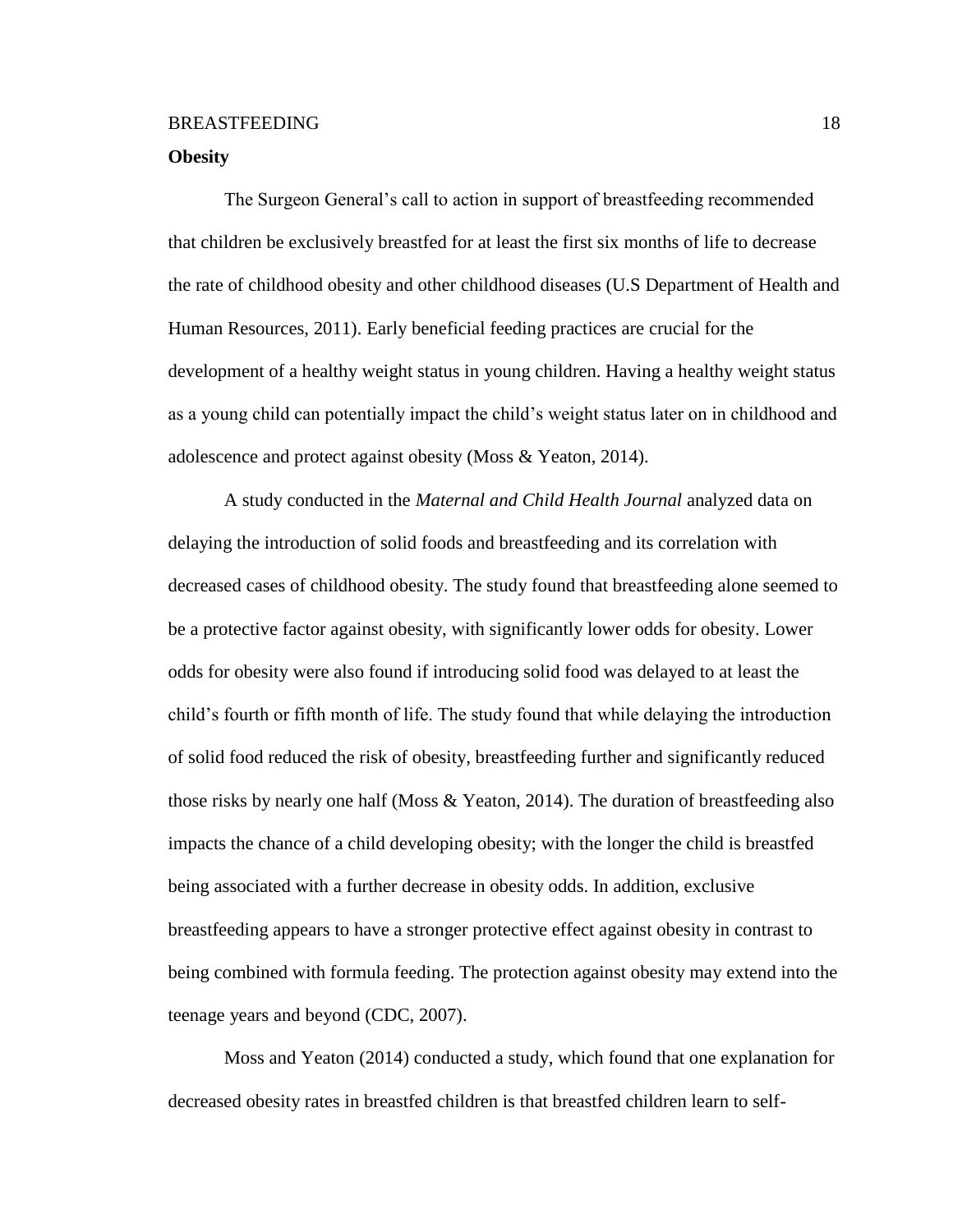**Obesity**

The Surgeon General's call to action in support of breastfeeding recommended that children be exclusively breastfed for at least the first six months of life to decrease the rate of childhood obesity and other childhood diseases (U.S Department of Health and Human Resources, 2011). Early beneficial feeding practices are crucial for the development of a healthy weight status in young children. Having a healthy weight status as a young child can potentially impact the child's weight status later on in childhood and adolescence and protect against obesity (Moss & Yeaton, 2014).

A study conducted in the *Maternal and Child Health Journal* analyzed data on delaying the introduction of solid foods and breastfeeding and its correlation with decreased cases of childhood obesity. The study found that breastfeeding alone seemed to be a protective factor against obesity, with significantly lower odds for obesity. Lower odds for obesity were also found if introducing solid food was delayed to at least the child's fourth or fifth month of life. The study found that while delaying the introduction of solid food reduced the risk of obesity, breastfeeding further and significantly reduced those risks by nearly one half (Moss & Yeaton, 2014). The duration of breastfeeding also impacts the chance of a child developing obesity; with the longer the child is breastfed being associated with a further decrease in obesity odds. In addition, exclusive breastfeeding appears to have a stronger protective effect against obesity in contrast to being combined with formula feeding. The protection against obesity may extend into the teenage years and beyond (CDC, 2007).

Moss and Yeaton (2014) conducted a study, which found that one explanation for decreased obesity rates in breastfed children is that breastfed children learn to self-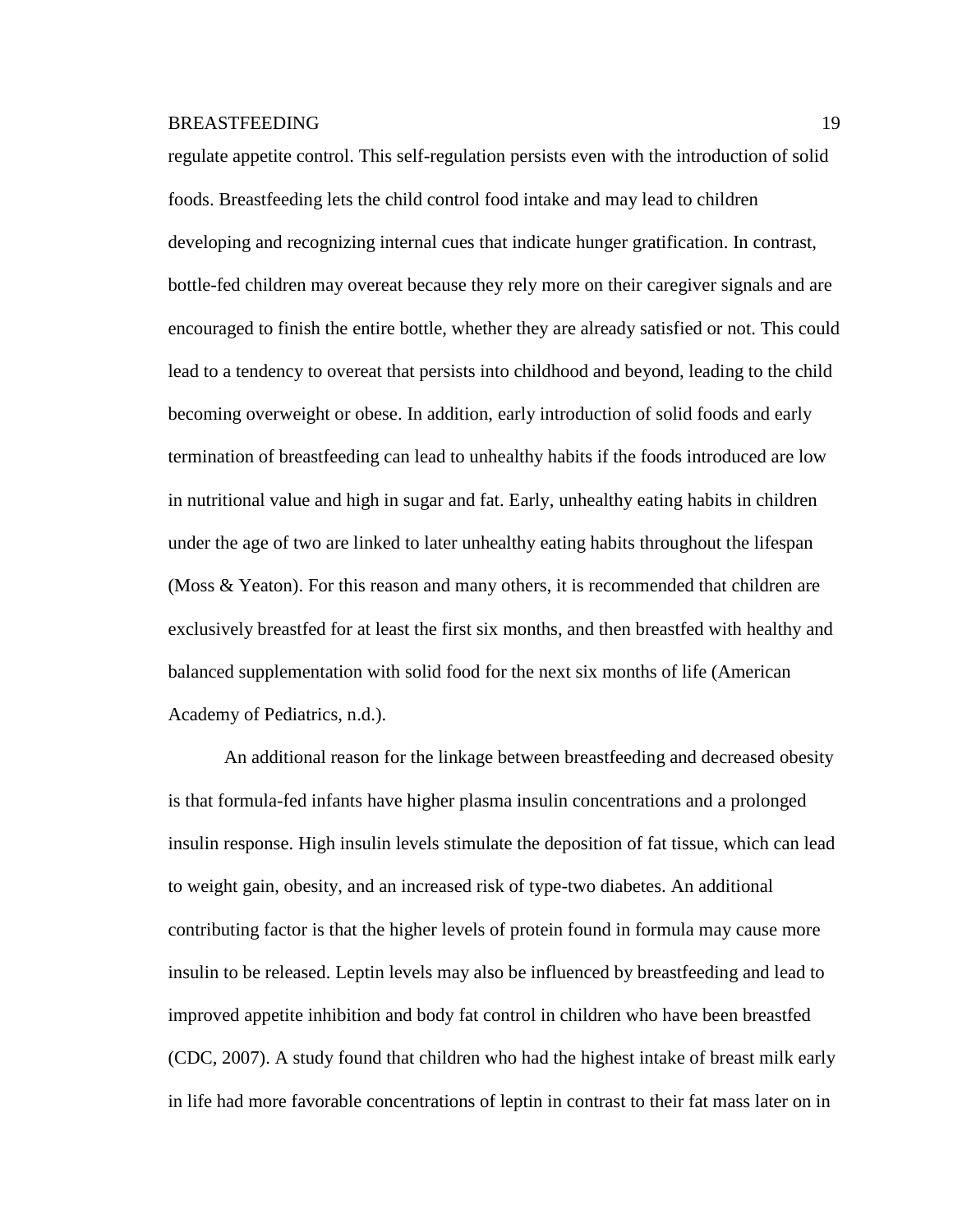regulate appetite control. This self-regulation persists even with the introduction of solid foods. Breastfeeding lets the child control food intake and may lead to children developing and recognizing internal cues that indicate hunger gratification. In contrast, bottle-fed children may overeat because they rely more on their caregiver signals and are encouraged to finish the entire bottle, whether they are already satisfied or not. This could lead to a tendency to overeat that persists into childhood and beyond, leading to the child becoming overweight or obese. In addition, early introduction of solid foods and early termination of breastfeeding can lead to unhealthy habits if the foods introduced are low in nutritional value and high in sugar and fat. Early, unhealthy eating habits in children under the age of two are linked to later unhealthy eating habits throughout the lifespan (Moss & Yeaton). For this reason and many others, it is recommended that children are exclusively breastfed for at least the first six months, and then breastfed with healthy and balanced supplementation with solid food for the next six months of life (American Academy of Pediatrics, n.d.).

An additional reason for the linkage between breastfeeding and decreased obesity is that formula-fed infants have higher plasma insulin concentrations and a prolonged insulin response. High insulin levels stimulate the deposition of fat tissue, which can lead to weight gain, obesity, and an increased risk of type-two diabetes. An additional contributing factor is that the higher levels of protein found in formula may cause more insulin to be released. Leptin levels may also be influenced by breastfeeding and lead to improved appetite inhibition and body fat control in children who have been breastfed (CDC, 2007). A study found that children who had the highest intake of breast milk early in life had more favorable concentrations of leptin in contrast to their fat mass later on in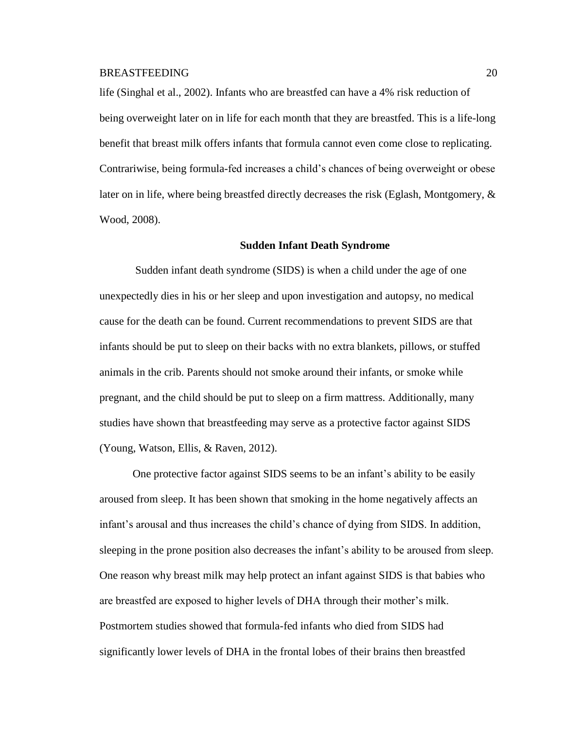life (Singhal et al., 2002). Infants who are breastfed can have a 4% risk reduction of being overweight later on in life for each month that they are breastfed. This is a life-long benefit that breast milk offers infants that formula cannot even come close to replicating. Contrariwise, being formula-fed increases a child's chances of being overweight or obese later on in life, where being breastfed directly decreases the risk (Eglash, Montgomery, & Wood, 2008).

## Sudden Infant Death Syndrome

Sudden infant death syndrome (SIDS) is when a child under the age of one unexpectedly dies in his or her sleep and upon investigation and autopsy, no medical cause for the death can be found. Current recommendations to prevent SIDS are that infants should be put to sleep on their backs with no extra blankets, pillows, or stuffed animals in the crib. Parents should not smoke around their infants, or smoke while pregnant, and the child should be put to sleep on a firm mattress. Additionally, many studies have shown that breastfeeding may serve as a protective factor against SIDS (Young, Watson, Ellis, & Raven, 2012).

One protective factor against SIDS seems to be an infant's ability to be easily aroused from sleep. It has been shown that smoking in the home negatively affects an infant's arousal and thus increases the child's chance of dying from SIDS. In addition, sleeping in the prone position also decreases the infant's ability to be aroused from sleep. One reason why breast milk may help protect an infant against SIDS is that babies who are breastfed are exposed to higher levels of DHA through their mother's milk. Postmortem studies showed that formula-fed infants who died from SIDS had significantly lower levels of DHA in the frontal lobes of their brains then breastfed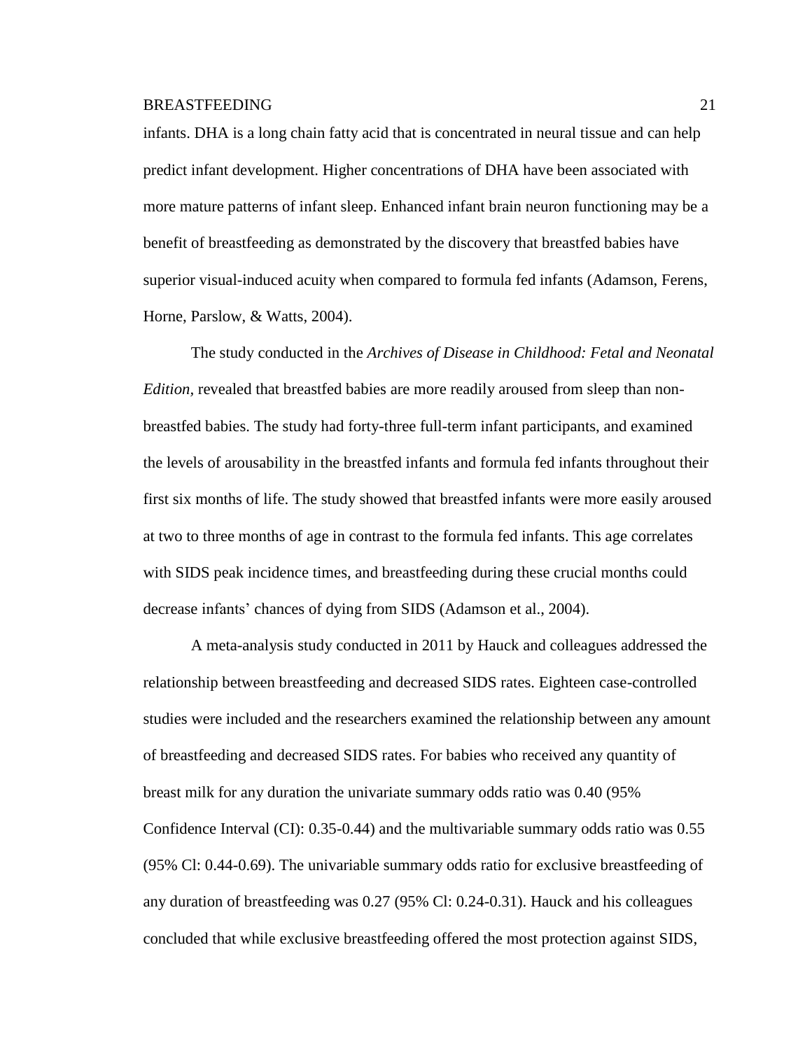infants. DHA is a long chain fatty acid that is concentrated in neural tissue and can help predict infant development. Higher concentrations of DHA have been associated with more mature patterns of infant sleep. Enhanced infant brain neuron functioning may be a benefit of breastfeeding as demonstrated by the discovery that breastfed babies have superior visual-induced acuity when compared to formula fed infants (Adamson, Ferens, Horne, Parslow, & Watts, 2004).

The study conducted in the *Archives of Disease in Childhood: Fetal and Neonatal Edition,* revealed that breastfed babies are more readily aroused from sleep than non-breastfed babies. The study had forty-three full-term infant participants, and examined the levels of arousability in the breastfed infants and formula fed infants throughout their first six months of life. The study showed that breastfed infants were more easily aroused at two to three months of age in contrast to the formula fed infants. This age correlates with SIDS peak incidence times, and breastfeeding during these crucial months could decrease infants' chances of dying from SIDS (Adamson et al., 2004).

A meta-analysis study conducted in 2011 by Hauck and colleagues addressed the relationship between breastfeeding and decreased SIDS rates. Eighteen case-controlled studies were included and the researchers examined the relationship between any amount of breastfeeding and decreased SIDS rates. For babies who received any quantity of breast milk for any duration the univariate summary odds ratio was 0.40 (95% Confidence Interval (CI): 0.35-0.44) and the multivariable summary odds ratio was 0.55 (95% Cl: 0.44-0.69). The univariable summary odds ratio for exclusive breastfeeding of any duration of breastfeeding was 0.27 (95% Cl: 0.24-0.31). Hauck and his colleagues concluded that while exclusive breastfeeding offered the most protection against SIDS,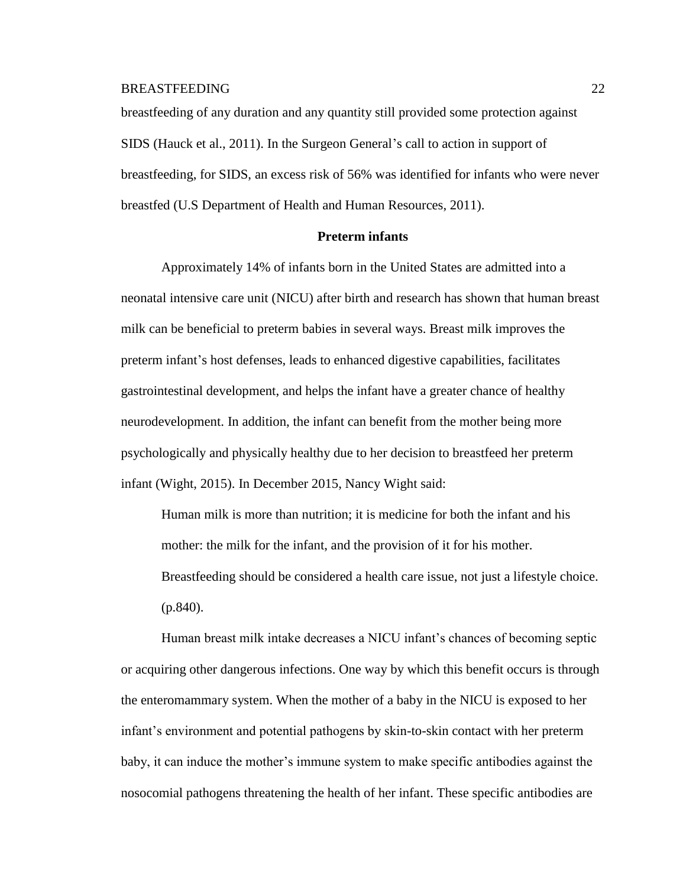breastfeeding of any duration and any quantity still provided some protection against SIDS (Hauck et al., 2011). In the Surgeon General's call to action in support of breastfeeding, for SIDS, an excess risk of 56% was identified for infants who were never breastfed (U.S Department of Health and Human Resources, 2011).

## Preterm infants

Approximately 14% of infants born in the United States are admitted into a neonatal intensive care unit (NICU) after birth and research has shown that human breast milk can be beneficial to preterm babies in several ways. Breast milk improves the preterm infant's host defenses, leads to enhanced digestive capabilities, facilitates gastrointestinal development, and helps the infant have a greater chance of healthy neurodevelopment. In addition, the infant can benefit from the mother being more psychologically and physically healthy due to her decision to breastfeed her preterm infant (Wight, 2015). In December 2015, Nancy Wight said:

> Human milk is more than nutrition; it is medicine for both the infant and his mother: the milk for the infant, and the provision of it for his mother. Breastfeeding should be considered a health care issue, not just a lifestyle choice. (p.840).

Human breast milk intake decreases a NICU infant's chances of becoming septic or acquiring other dangerous infections. One way by which this benefit occurs is through the enteromammary system. When the mother of a baby in the NICU is exposed to her infant's environment and potential pathogens by skin-to-skin contact with her preterm baby, it can induce the mother's immune system to make specific antibodies against the nosocomial pathogens threatening the health of her infant. These specific antibodies are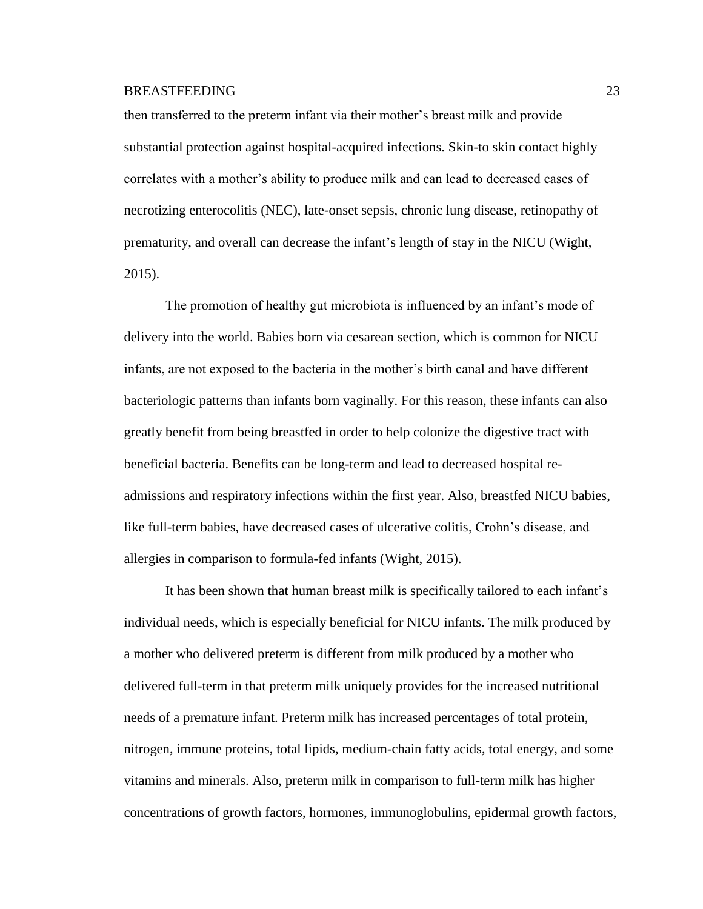then transferred to the preterm infant via their mother's breast milk and provide substantial protection against hospital-acquired infections. Skin-to skin contact highly correlates with a mother's ability to produce milk and can lead to decreased cases of necrotizing enterocolitis (NEC), late-onset sepsis, chronic lung disease, retinopathy of prematurity, and overall can decrease the infant's length of stay in the NICU (Wight, 2015).

The promotion of healthy gut microbiota is influenced by an infant's mode of delivery into the world. Babies born via cesarean section, which is common for NICU infants, are not exposed to the bacteria in the mother's birth canal and have different bacteriologic patterns than infants born vaginally. For this reason, these infants can also greatly benefit from being breastfed in order to help colonize the digestive tract with beneficial bacteria. Benefits can be long-term and lead to decreased hospital re-admissions and respiratory infections within the first year. Also, breastfed NICU babies, like full-term babies, have decreased cases of ulcerative colitis, Crohn's disease, and allergies in comparison to formula-fed infants (Wight, 2015).

It has been shown that human breast milk is specifically tailored to each infant's individual needs, which is especially beneficial for NICU infants. The milk produced by a mother who delivered preterm is different from milk produced by a mother who delivered full-term in that preterm milk uniquely provides for the increased nutritional needs of a premature infant. Preterm milk has increased percentages of total protein, nitrogen, immune proteins, total lipids, medium-chain fatty acids, total energy, and some vitamins and minerals. Also, preterm milk in comparison to full-term milk has higher concentrations of growth factors, hormones, immunoglobulins, epidermal growth factors,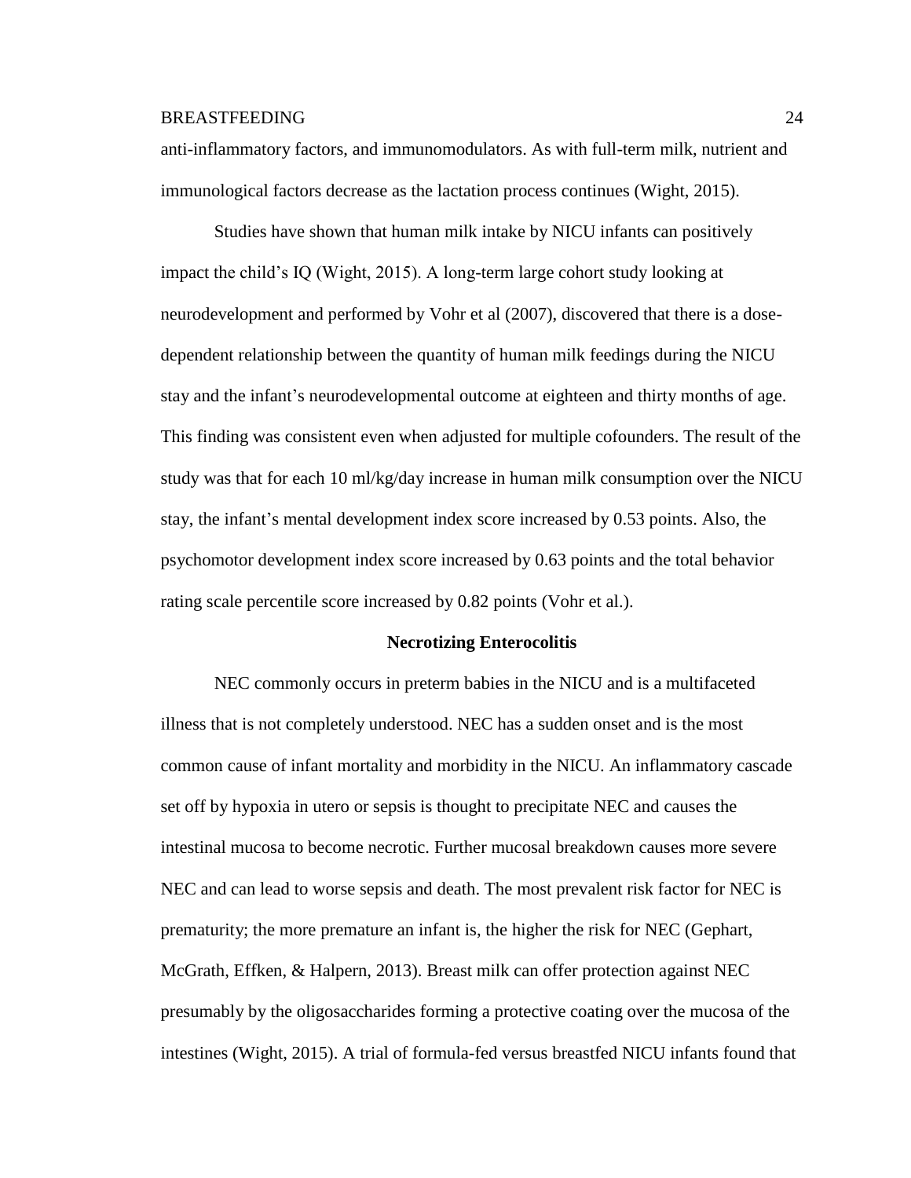anti-inflammatory factors, and immunomodulators. As with full-term milk, nutrient and immunological factors decrease as the lactation process continues (Wight, 2015).

Studies have shown that human milk intake by NICU infants can positively impact the child's IQ (Wight, 2015). A long-term large cohort study looking at neurodevelopment and performed by Vohr et al (2007), discovered that there is a dose-dependent relationship between the quantity of human milk feedings during the NICU stay and the infant's neurodevelopmental outcome at eighteen and thirty months of age. This finding was consistent even when adjusted for multiple cofounders. The result of the study was that for each 10 ml/kg/day increase in human milk consumption over the NICU stay, the infant's mental development index score increased by 0.53 points. Also, the psychomotor development index score increased by 0.63 points and the total behavior rating scale percentile score increased by 0.82 points (Vohr et al.).

### Necrotizing Enterocolitis

NEC commonly occurs in preterm babies in the NICU and is a multifaceted illness that is not completely understood. NEC has a sudden onset and is the most common cause of infant mortality and morbidity in the NICU. An inflammatory cascade set off by hypoxia in utero or sepsis is thought to precipitate NEC and causes the intestinal mucosa to become necrotic. Further mucosal breakdown causes more severe NEC and can lead to worse sepsis and death. The most prevalent risk factor for NEC is prematurity; the more premature an infant is, the higher the risk for NEC (Gephart, McGrath, Effken, & Halpern, 2013). Breast milk can offer protection against NEC presumably by the oligosaccharides forming a protective coating over the mucosa of the intestines (Wight, 2015). A trial of formula-fed versus breastfed NICU infants found that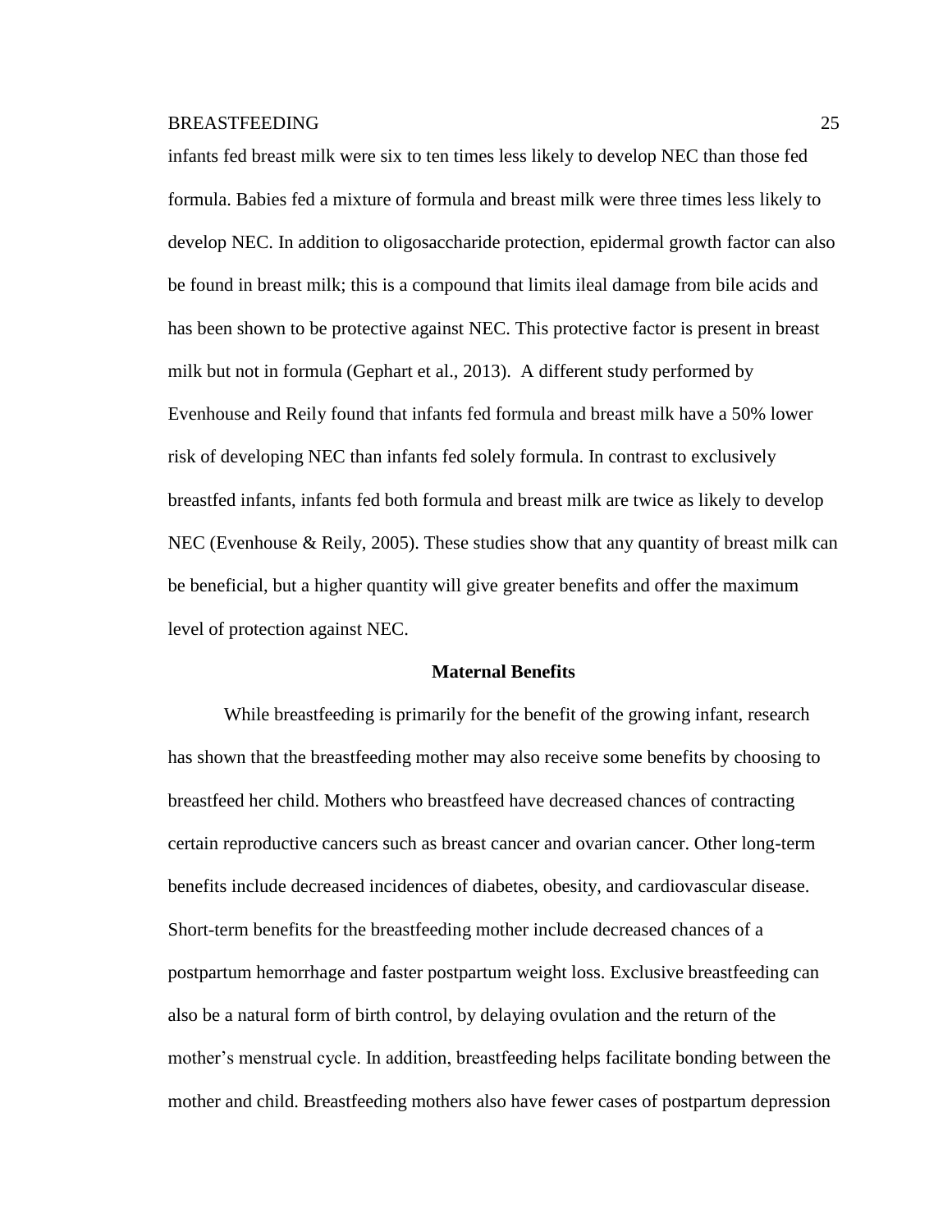infants fed breast milk were six to ten times less likely to develop NEC than those fed formula. Babies fed a mixture of formula and breast milk were three times less likely to develop NEC. In addition to oligosaccharide protection, epidermal growth factor can also be found in breast milk; this is a compound that limits ileal damage from bile acids and has been shown to be protective against NEC. This protective factor is present in breast milk but not in formula (Gephart et al., 2013). A different study performed by Evenhouse and Reily found that infants fed formula and breast milk have a 50% lower risk of developing NEC than infants fed solely formula. In contrast to exclusively breastfed infants, infants fed both formula and breast milk are twice as likely to develop NEC (Evenhouse & Reily, 2005). These studies show that any quantity of breast milk can be beneficial, but a higher quantity will give greater benefits and offer the maximum level of protection against NEC.

## Maternal Benefits

While breastfeeding is primarily for the benefit of the growing infant, research has shown that the breastfeeding mother may also receive some benefits by choosing to breastfeed her child. Mothers who breastfeed have decreased chances of contracting certain reproductive cancers such as breast cancer and ovarian cancer. Other long-term benefits include decreased incidences of diabetes, obesity, and cardiovascular disease. Short-term benefits for the breastfeeding mother include decreased chances of a postpartum hemorrhage and faster postpartum weight loss. Exclusive breastfeeding can also be a natural form of birth control, by delaying ovulation and the return of the mother's menstrual cycle. In addition, breastfeeding helps facilitate bonding between the mother and child. Breastfeeding mothers also have fewer cases of postpartum depression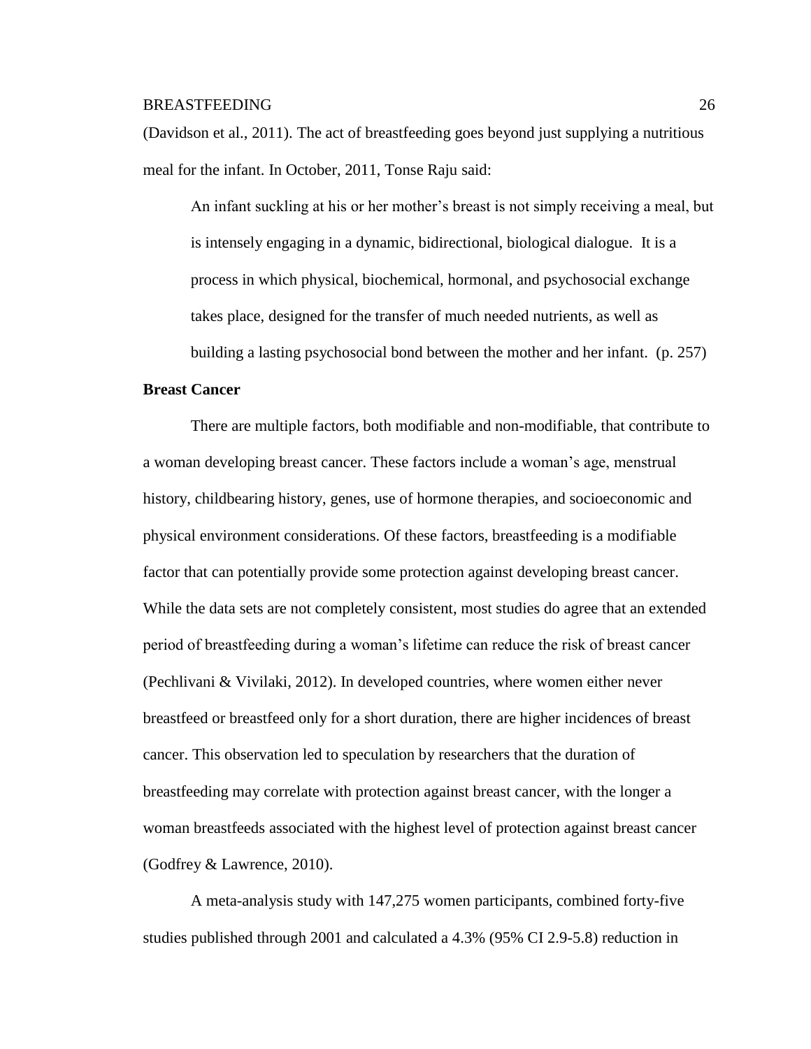(Davidson et al., 2011). The act of breastfeeding goes beyond just supplying a nutritious meal for the infant. In October, 2011, Tonse Raju said:

> An infant suckling at his or her mother's breast is not simply receiving a meal, but is intensely engaging in a dynamic, bidirectional, biological dialogue. It is a process in which physical, biochemical, hormonal, and psychosocial exchange takes place, designed for the transfer of much needed nutrients, as well as building a lasting psychosocial bond between the mother and her infant. (p. 257)

**Breast Cancer**

There are multiple factors, both modifiable and non-modifiable, that contribute to a woman developing breast cancer. These factors include a woman's age, menstrual history, childbearing history, genes, use of hormone therapies, and socioeconomic and physical environment considerations. Of these factors, breastfeeding is a modifiable factor that can potentially provide some protection against developing breast cancer. While the data sets are not completely consistent, most studies do agree that an extended period of breastfeeding during a woman's lifetime can reduce the risk of breast cancer (Pechlivani & Vivilaki, 2012). In developed countries, where women either never breastfeed or breastfeed only for a short duration, there are higher incidences of breast cancer. This observation led to speculation by researchers that the duration of breastfeeding may correlate with protection against breast cancer, with the longer a woman breastfeeds associated with the highest level of protection against breast cancer (Godfrey & Lawrence, 2010).

A meta-analysis study with 147,275 women participants, combined forty-five studies published through 2001 and calculated a 4.3% (95% CI 2.9-5.8) reduction in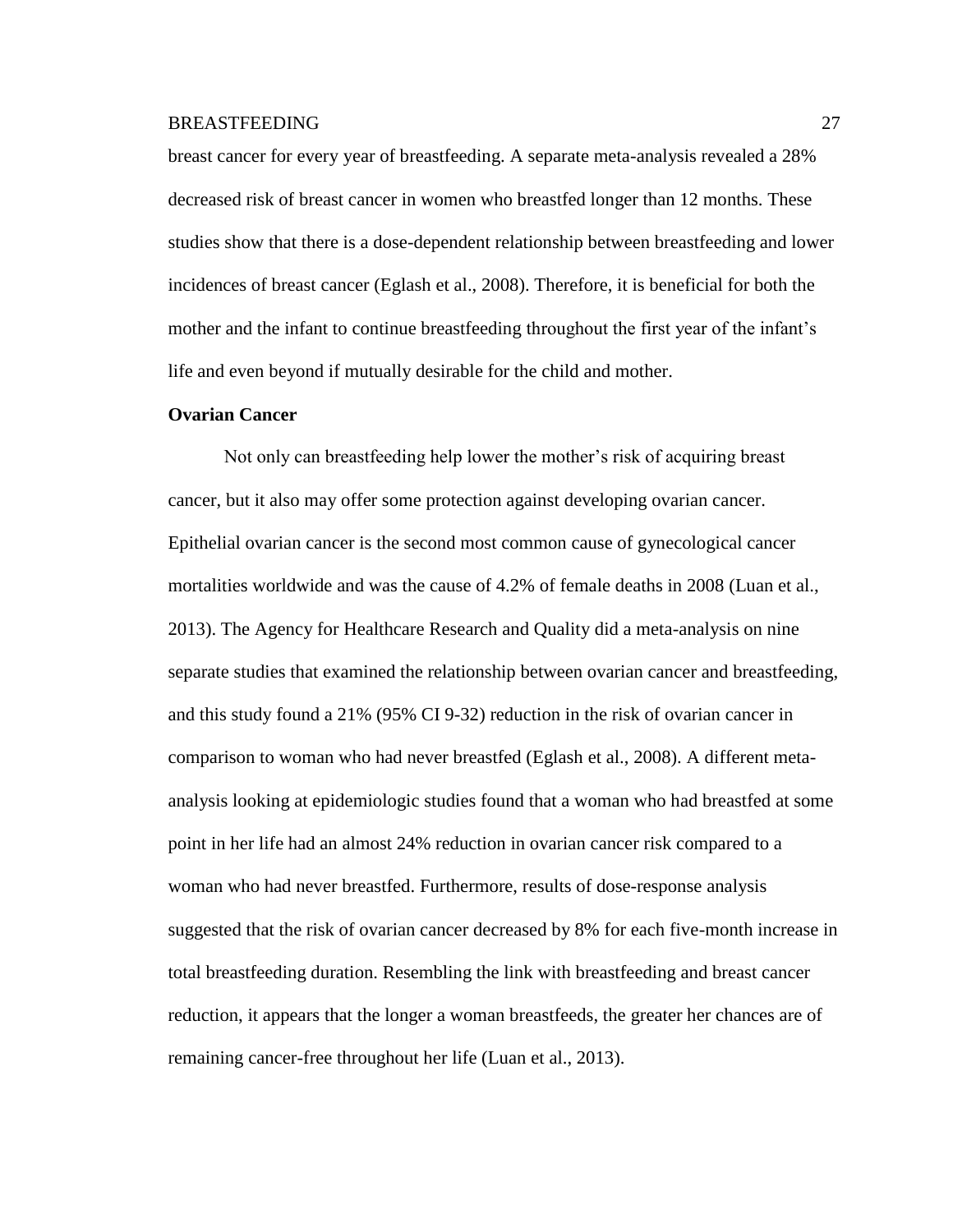breast cancer for every year of breastfeeding. A separate meta-analysis revealed a 28% decreased risk of breast cancer in women who breastfed longer than 12 months. These studies show that there is a dose-dependent relationship between breastfeeding and lower incidences of breast cancer (Eglash et al., 2008). Therefore, it is beneficial for both the mother and the infant to continue breastfeeding throughout the first year of the infant's life and even beyond if mutually desirable for the child and mother.

**Ovarian Cancer**

Not only can breastfeeding help lower the mother's risk of acquiring breast cancer, but it also may offer some protection against developing ovarian cancer. Epithelial ovarian cancer is the second most common cause of gynecological cancer mortalities worldwide and was the cause of 4.2% of female deaths in 2008 (Luan et al., 2013). The Agency for Healthcare Research and Quality did a meta-analysis on nine separate studies that examined the relationship between ovarian cancer and breastfeeding, and this study found a 21% (95% CI 9-32) reduction in the risk of ovarian cancer in comparison to woman who had never breastfed (Eglash et al., 2008). A different meta-analysis looking at epidemiologic studies found that a woman who had breastfed at some point in her life had an almost 24% reduction in ovarian cancer risk compared to a woman who had never breastfed. Furthermore, results of dose-response analysis suggested that the risk of ovarian cancer decreased by 8% for each five-month increase in total breastfeeding duration. Resembling the link with breastfeeding and breast cancer reduction, it appears that the longer a woman breastfeeds, the greater her chances are of remaining cancer-free throughout her life (Luan et al., 2013).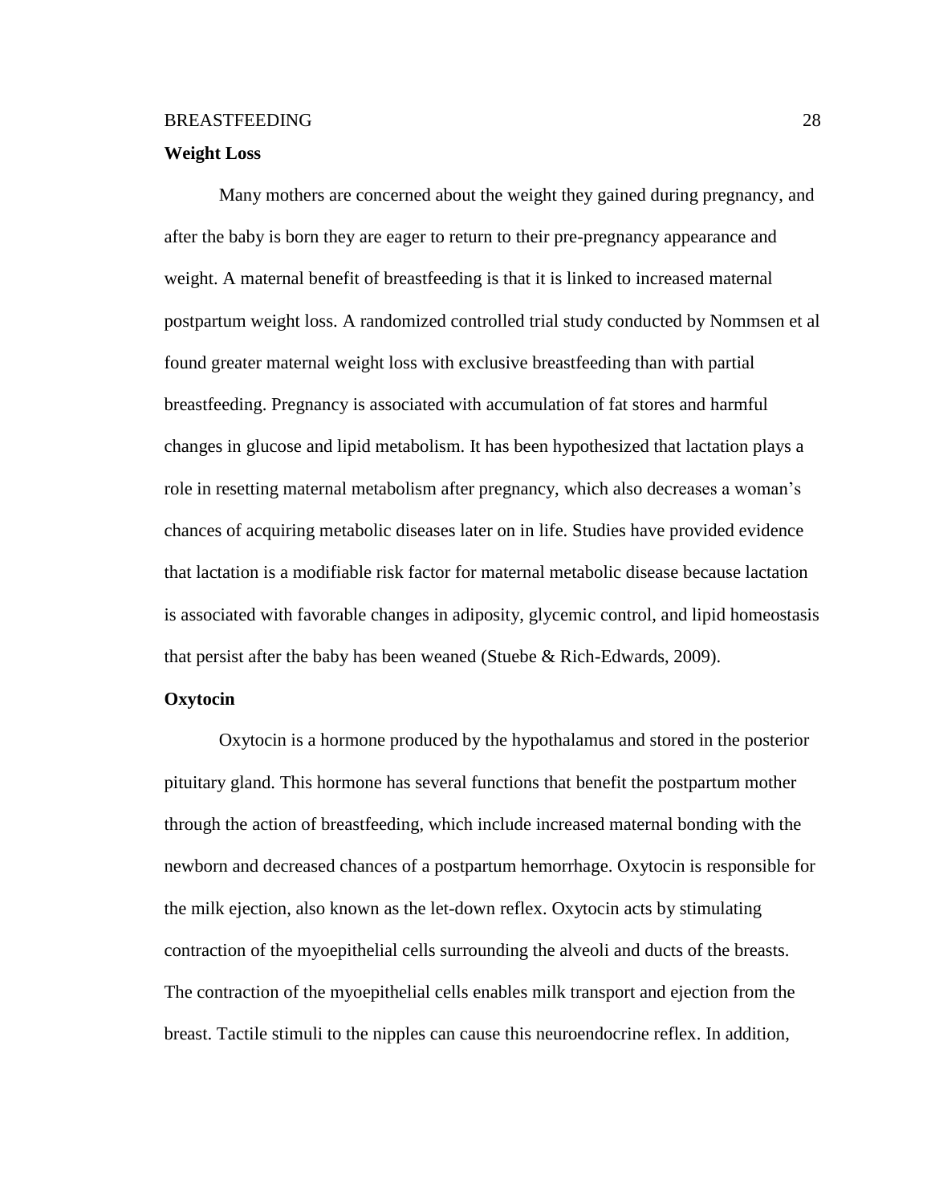**Weight Loss**

Many mothers are concerned about the weight they gained during pregnancy, and after the baby is born they are eager to return to their pre-pregnancy appearance and weight. A maternal benefit of breastfeeding is that it is linked to increased maternal postpartum weight loss. A randomized controlled trial study conducted by Nommsen et al found greater maternal weight loss with exclusive breastfeeding than with partial breastfeeding. Pregnancy is associated with accumulation of fat stores and harmful changes in glucose and lipid metabolism. It has been hypothesized that lactation plays a role in resetting maternal metabolism after pregnancy, which also decreases a woman's chances of acquiring metabolic diseases later on in life. Studies have provided evidence that lactation is a modifiable risk factor for maternal metabolic disease because lactation is associated with favorable changes in adiposity, glycemic control, and lipid homeostasis that persist after the baby has been weaned (Stuebe & Rich-Edwards, 2009).

**Oxytocin**

Oxytocin is a hormone produced by the hypothalamus and stored in the posterior pituitary gland. This hormone has several functions that benefit the postpartum mother through the action of breastfeeding, which include increased maternal bonding with the newborn and decreased chances of a postpartum hemorrhage. Oxytocin is responsible for the milk ejection, also known as the let-down reflex. Oxytocin acts by stimulating contraction of the myoepithelial cells surrounding the alveoli and ducts of the breasts. The contraction of the myoepithelial cells enables milk transport and ejection from the breast. Tactile stimuli to the nipples can cause this neuroendocrine reflex. In addition,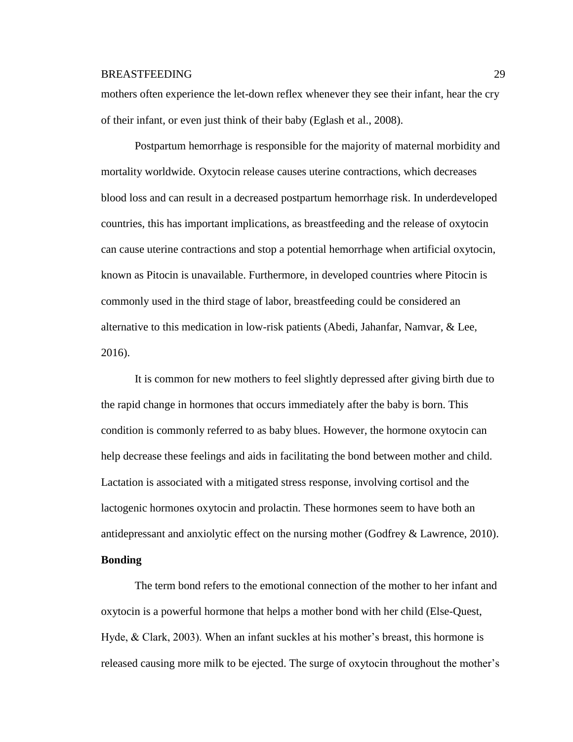mothers often experience the let-down reflex whenever they see their infant, hear the cry of their infant, or even just think of their baby (Eglash et al., 2008).

Postpartum hemorrhage is responsible for the majority of maternal morbidity and mortality worldwide. Oxytocin release causes uterine contractions, which decreases blood loss and can result in a decreased postpartum hemorrhage risk. In underdeveloped countries, this has important implications, as breastfeeding and the release of oxytocin can cause uterine contractions and stop a potential hemorrhage when artificial oxytocin, known as Pitocin is unavailable. Furthermore, in developed countries where Pitocin is commonly used in the third stage of labor, breastfeeding could be considered an alternative to this medication in low-risk patients (Abedi, Jahanfar, Namvar, & Lee, 2016).

It is common for new mothers to feel slightly depressed after giving birth due to the rapid change in hormones that occurs immediately after the baby is born. This condition is commonly referred to as baby blues. However, the hormone oxytocin can help decrease these feelings and aids in facilitating the bond between mother and child. Lactation is associated with a mitigated stress response, involving cortisol and the lactogenic hormones oxytocin and prolactin. These hormones seem to have both an antidepressant and anxiolytic effect on the nursing mother (Godfrey & Lawrence, 2010).

**Bonding**

The term bond refers to the emotional connection of the mother to her infant and oxytocin is a powerful hormone that helps a mother bond with her child (Else-Quest, Hyde, & Clark, 2003). When an infant suckles at his mother's breast, this hormone is released causing more milk to be ejected. The surge of oxytocin throughout the mother's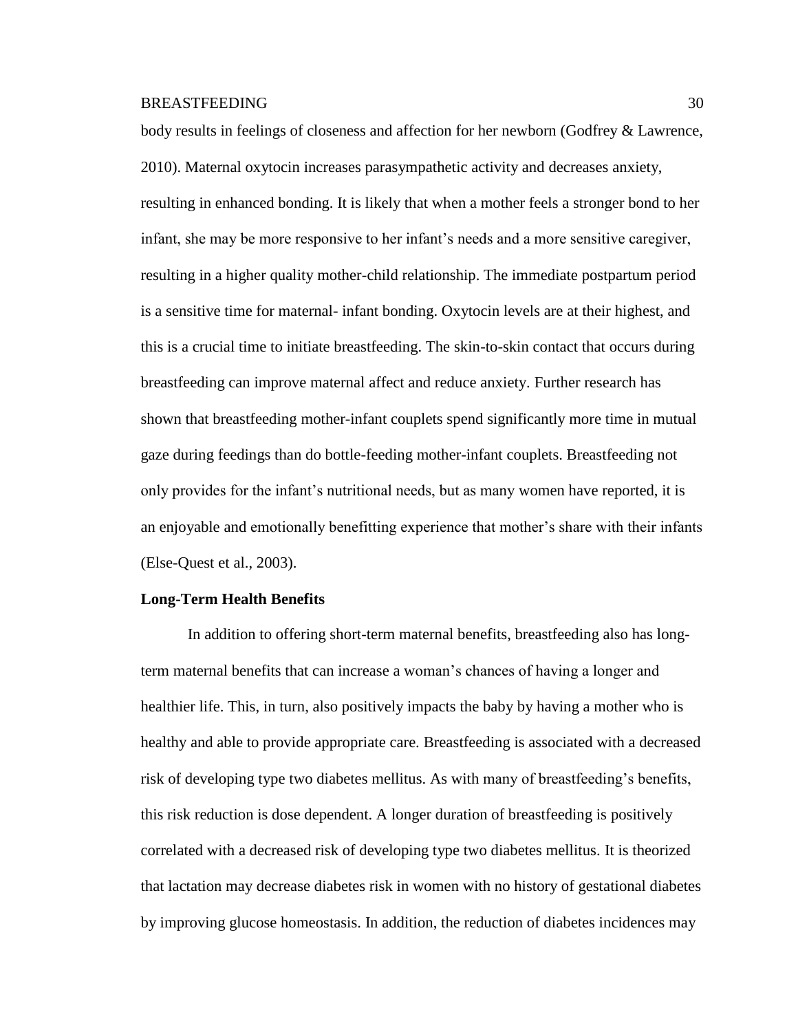body results in feelings of closeness and affection for her newborn (Godfrey & Lawrence, 2010). Maternal oxytocin increases parasympathetic activity and decreases anxiety, resulting in enhanced bonding. It is likely that when a mother feels a stronger bond to her infant, she may be more responsive to her infant's needs and a more sensitive caregiver, resulting in a higher quality mother-child relationship. The immediate postpartum period is a sensitive time for maternal- infant bonding. Oxytocin levels are at their highest, and this is a crucial time to initiate breastfeeding. The skin-to-skin contact that occurs during breastfeeding can improve maternal affect and reduce anxiety. Further research has shown that breastfeeding mother-infant couplets spend significantly more time in mutual gaze during feedings than do bottle-feeding mother-infant couplets. Breastfeeding not only provides for the infant's nutritional needs, but as many women have reported, it is an enjoyable and emotionally benefitting experience that mother's share with their infants (Else-Quest et al., 2003).

**Long-Term Health Benefits**

In addition to offering short-term maternal benefits, breastfeeding also has long-term maternal benefits that can increase a woman's chances of having a longer and healthier life. This, in turn, also positively impacts the baby by having a mother who is healthy and able to provide appropriate care. Breastfeeding is associated with a decreased risk of developing type two diabetes mellitus. As with many of breastfeeding's benefits, this risk reduction is dose dependent. A longer duration of breastfeeding is positively correlated with a decreased risk of developing type two diabetes mellitus. It is theorized that lactation may decrease diabetes risk in women with no history of gestational diabetes by improving glucose homeostasis. In addition, the reduction of diabetes incidences may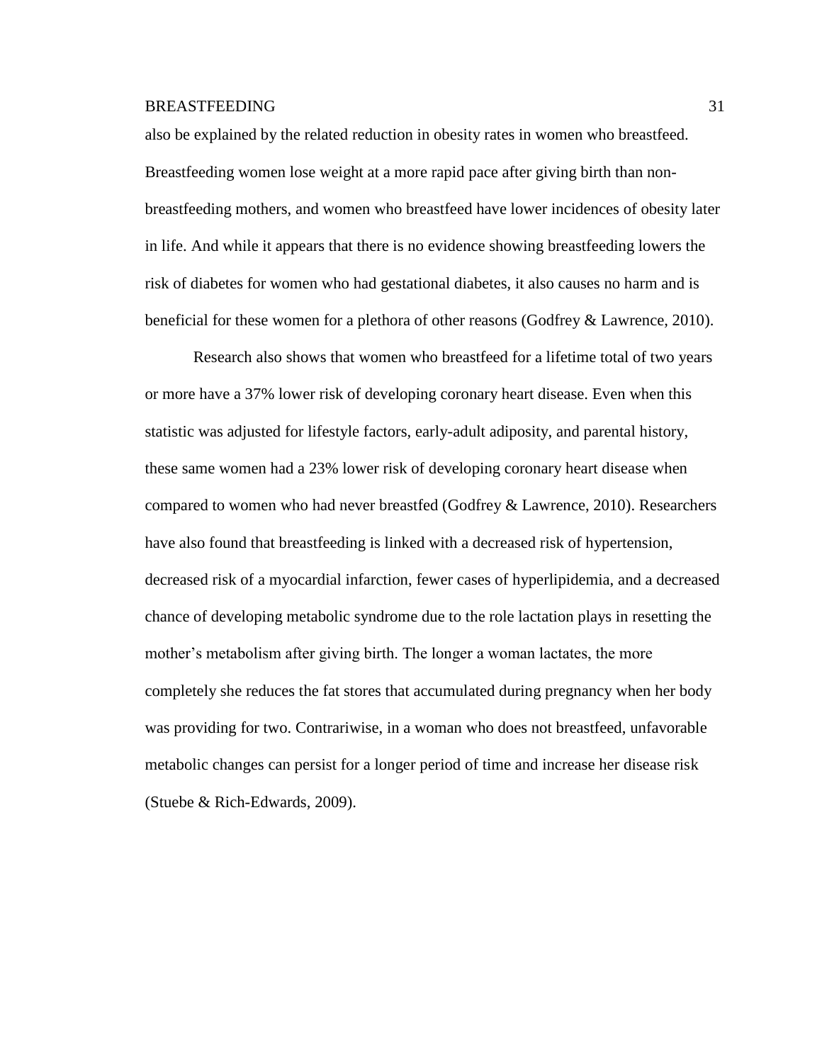also be explained by the related reduction in obesity rates in women who breastfeed. Breastfeeding women lose weight at a more rapid pace after giving birth than non-breastfeeding mothers, and women who breastfeed have lower incidences of obesity later in life. And while it appears that there is no evidence showing breastfeeding lowers the risk of diabetes for women who had gestational diabetes, it also causes no harm and is beneficial for these women for a plethora of other reasons (Godfrey & Lawrence, 2010).

Research also shows that women who breastfeed for a lifetime total of two years or more have a 37% lower risk of developing coronary heart disease. Even when this statistic was adjusted for lifestyle factors, early-adult adiposity, and parental history, these same women had a 23% lower risk of developing coronary heart disease when compared to women who had never breastfed (Godfrey & Lawrence, 2010). Researchers have also found that breastfeeding is linked with a decreased risk of hypertension, decreased risk of a myocardial infarction, fewer cases of hyperlipidemia, and a decreased chance of developing metabolic syndrome due to the role lactation plays in resetting the mother's metabolism after giving birth. The longer a woman lactates, the more completely she reduces the fat stores that accumulated during pregnancy when her body was providing for two. Contrariwise, in a woman who does not breastfeed, unfavorable metabolic changes can persist for a longer period of time and increase her disease risk (Stuebe & Rich-Edwards, 2009).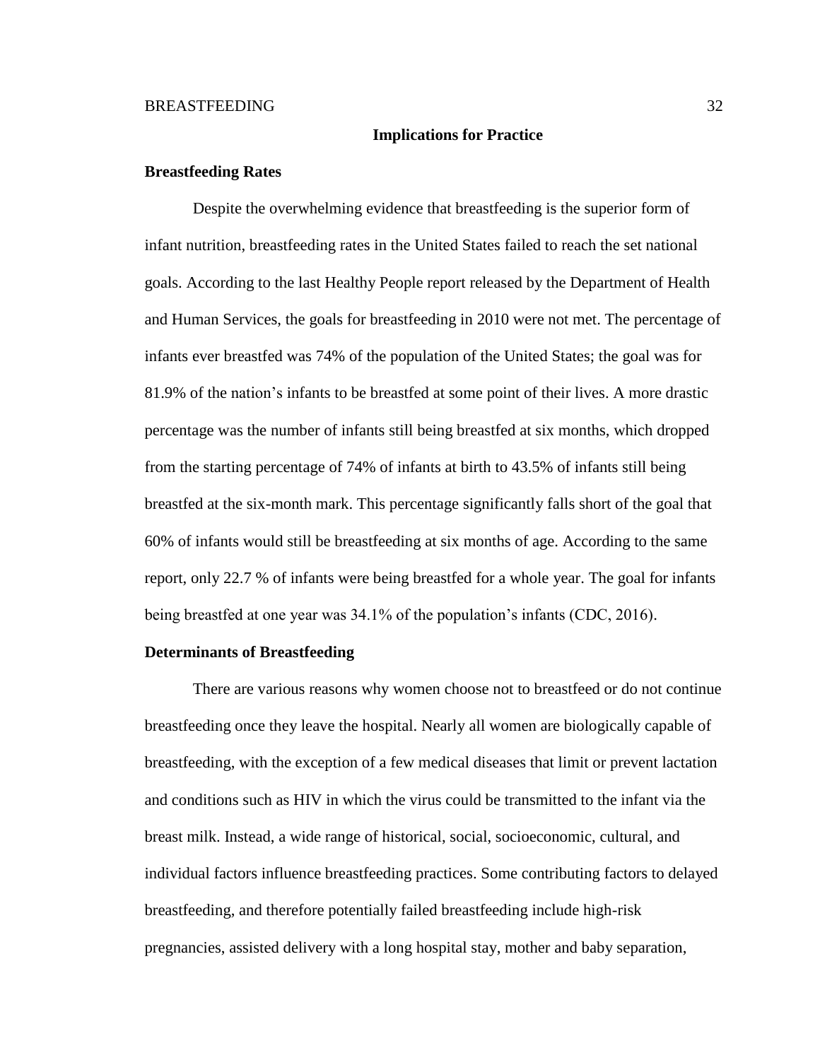## Implications for Practice

### Breastfeeding Rates

Despite the overwhelming evidence that breastfeeding is the superior form of infant nutrition, breastfeeding rates in the United States failed to reach the set national goals. According to the last Healthy People report released by the Department of Health and Human Services, the goals for breastfeeding in 2010 were not met. The percentage of infants ever breastfed was 74% of the population of the United States; the goal was for 81.9% of the nation's infants to be breastfed at some point of their lives. A more drastic percentage was the number of infants still being breastfed at six months, which dropped from the starting percentage of 74% of infants at birth to 43.5% of infants still being breastfed at the six-month mark. This percentage significantly falls short of the goal that 60% of infants would still be breastfeeding at six months of age. According to the same report, only 22.7 % of infants were being breastfed for a whole year. The goal for infants being breastfed at one year was 34.1% of the population's infants (CDC, 2016).

### Determinants of Breastfeeding

There are various reasons why women choose not to breastfeed or do not continue breastfeeding once they leave the hospital. Nearly all women are biologically capable of breastfeeding, with the exception of a few medical diseases that limit or prevent lactation and conditions such as HIV in which the virus could be transmitted to the infant via the breast milk. Instead, a wide range of historical, social, socioeconomic, cultural, and individual factors influence breastfeeding practices. Some contributing factors to delayed breastfeeding, and therefore potentially failed breastfeeding include high-risk pregnancies, assisted delivery with a long hospital stay, mother and baby separation,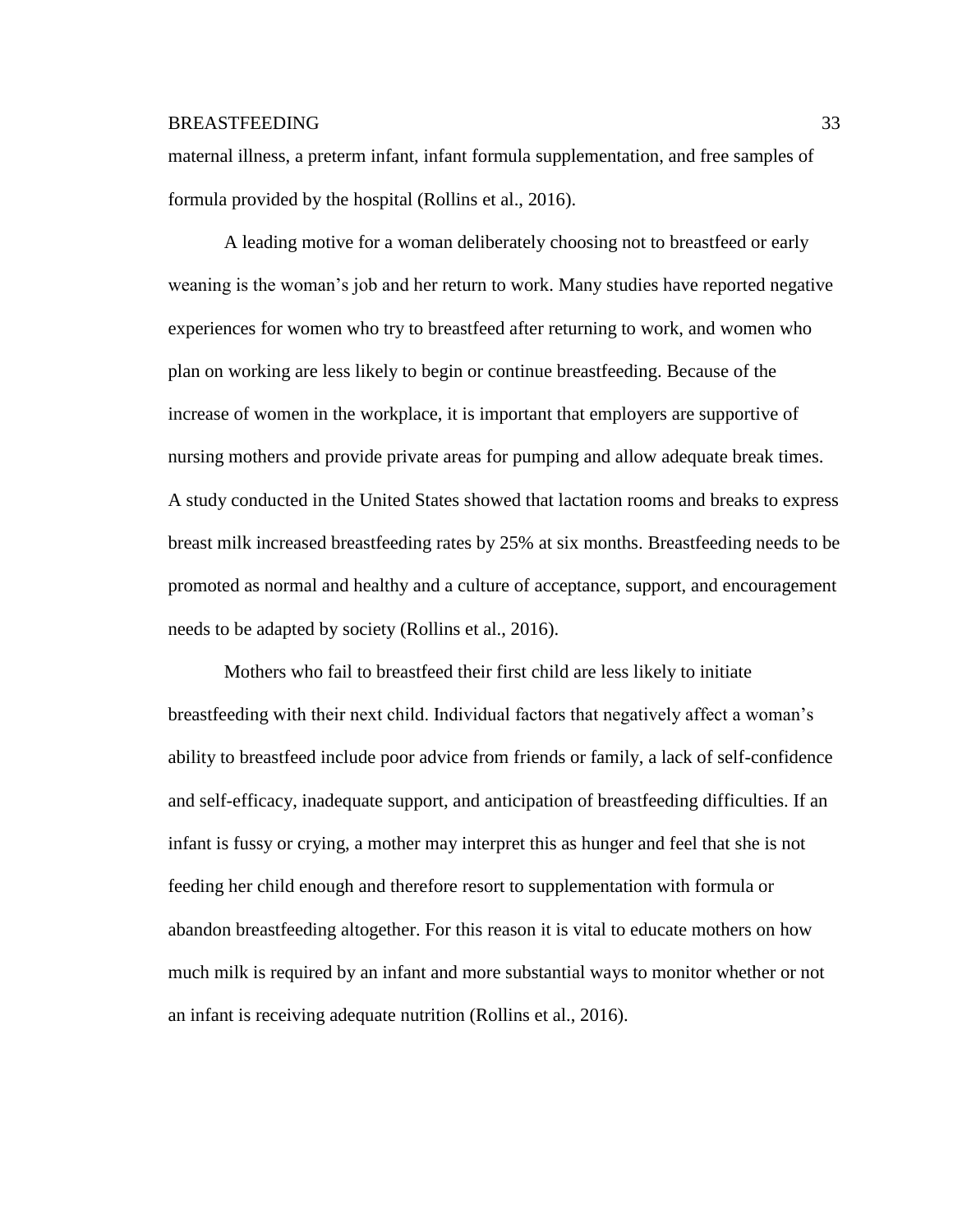maternal illness, a preterm infant, infant formula supplementation, and free samples of formula provided by the hospital (Rollins et al., 2016).

A leading motive for a woman deliberately choosing not to breastfeed or early weaning is the woman's job and her return to work. Many studies have reported negative experiences for women who try to breastfeed after returning to work, and women who plan on working are less likely to begin or continue breastfeeding. Because of the increase of women in the workplace, it is important that employers are supportive of nursing mothers and provide private areas for pumping and allow adequate break times. A study conducted in the United States showed that lactation rooms and breaks to express breast milk increased breastfeeding rates by 25% at six months. Breastfeeding needs to be promoted as normal and healthy and a culture of acceptance, support, and encouragement needs to be adapted by society (Rollins et al., 2016).

Mothers who fail to breastfeed their first child are less likely to initiate breastfeeding with their next child. Individual factors that negatively affect a woman's ability to breastfeed include poor advice from friends or family, a lack of self-confidence and self-efficacy, inadequate support, and anticipation of breastfeeding difficulties. If an infant is fussy or crying, a mother may interpret this as hunger and feel that she is not feeding her child enough and therefore resort to supplementation with formula or abandon breastfeeding altogether. For this reason it is vital to educate mothers on how much milk is required by an infant and more substantial ways to monitor whether or not an infant is receiving adequate nutrition (Rollins et al., 2016).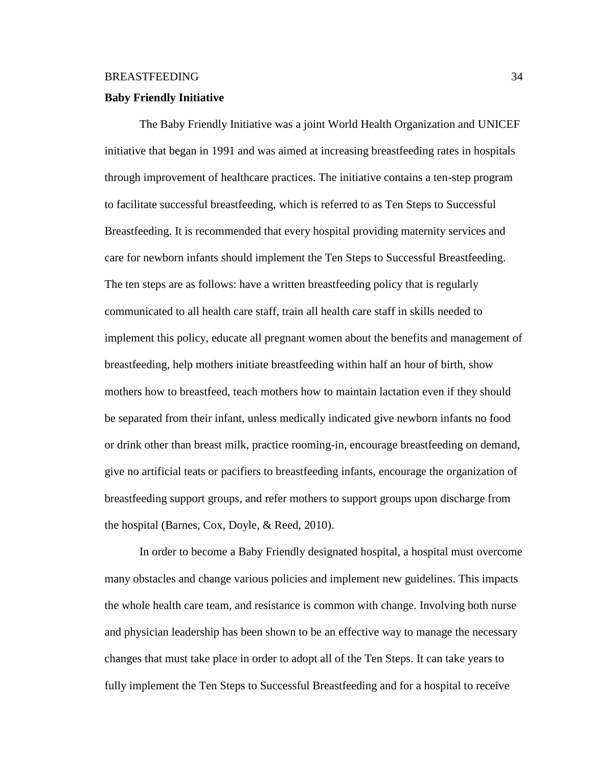**Baby Friendly Initiative**

The Baby Friendly Initiative was a joint World Health Organization and UNICEF initiative that began in 1991 and was aimed at increasing breastfeeding rates in hospitals through improvement of healthcare practices. The initiative contains a ten-step program to facilitate successful breastfeeding, which is referred to as Ten Steps to Successful Breastfeeding. It is recommended that every hospital providing maternity services and care for newborn infants should implement the Ten Steps to Successful Breastfeeding. The ten steps are as follows: have a written breastfeeding policy that is regularly communicated to all health care staff, train all health care staff in skills needed to implement this policy, educate all pregnant women about the benefits and management of breastfeeding, help mothers initiate breastfeeding within half an hour of birth, show mothers how to breastfeed, teach mothers how to maintain lactation even if they should be separated from their infant, unless medically indicated give newborn infants no food or drink other than breast milk, practice rooming-in, encourage breastfeeding on demand, give no artificial teats or pacifiers to breastfeeding infants, encourage the organization of breastfeeding support groups, and refer mothers to support groups upon discharge from the hospital (Barnes, Cox, Doyle, & Reed, 2010).

In order to become a Baby Friendly designated hospital, a hospital must overcome many obstacles and change various policies and implement new guidelines. This impacts the whole health care team, and resistance is common with change. Involving both nurse and physician leadership has been shown to be an effective way to manage the necessary changes that must take place in order to adopt all of the Ten Steps. It can take years to fully implement the Ten Steps to Successful Breastfeeding and for a hospital to receive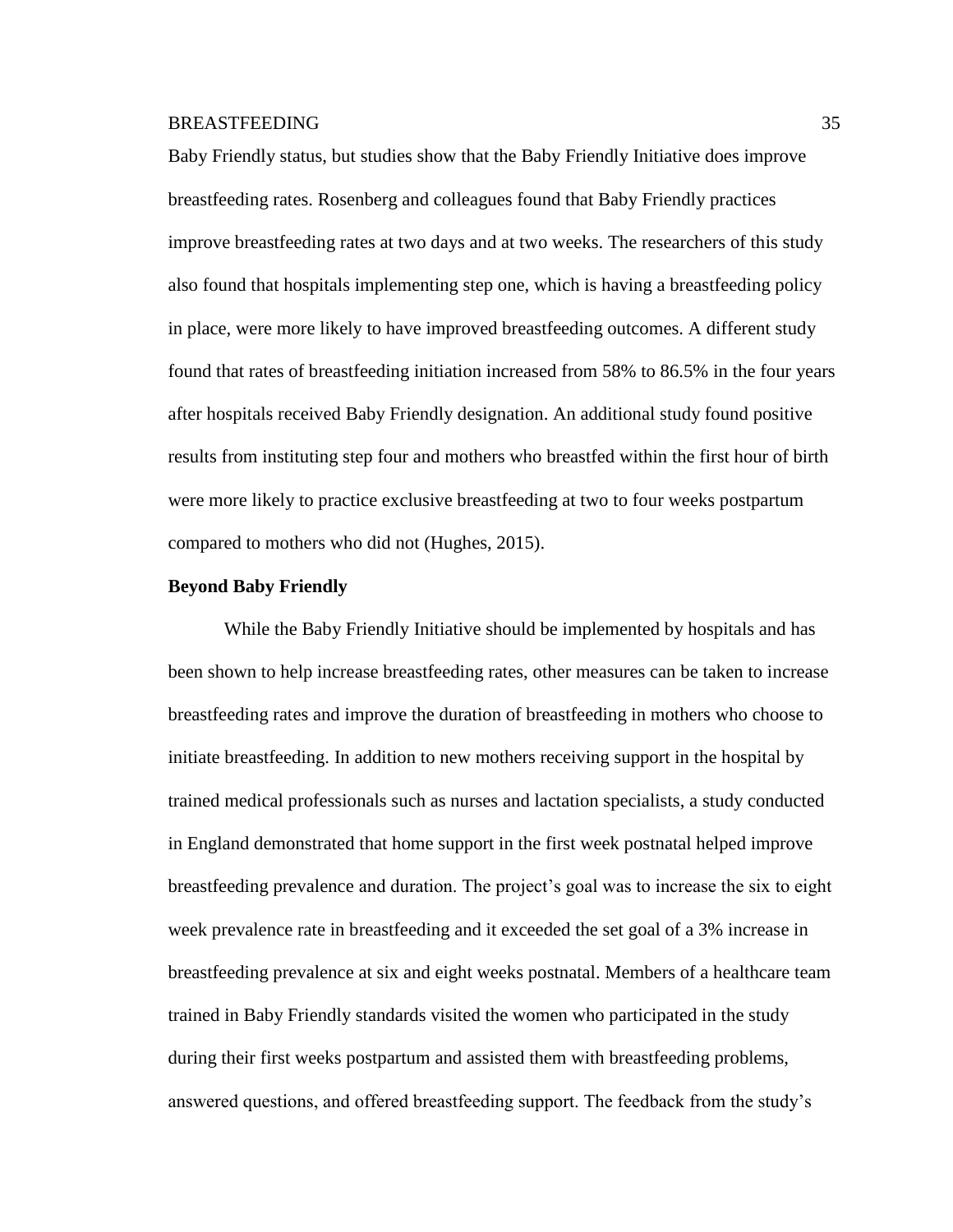Baby Friendly status, but studies show that the Baby Friendly Initiative does improve breastfeeding rates. Rosenberg and colleagues found that Baby Friendly practices improve breastfeeding rates at two days and at two weeks. The researchers of this study also found that hospitals implementing step one, which is having a breastfeeding policy in place, were more likely to have improved breastfeeding outcomes. A different study found that rates of breastfeeding initiation increased from 58% to 86.5% in the four years after hospitals received Baby Friendly designation. An additional study found positive results from instituting step four and mothers who breastfed within the first hour of birth were more likely to practice exclusive breastfeeding at two to four weeks postpartum compared to mothers who did not (Hughes, 2015).

**Beyond Baby Friendly**

While the Baby Friendly Initiative should be implemented by hospitals and has been shown to help increase breastfeeding rates, other measures can be taken to increase breastfeeding rates and improve the duration of breastfeeding in mothers who choose to initiate breastfeeding. In addition to new mothers receiving support in the hospital by trained medical professionals such as nurses and lactation specialists, a study conducted in England demonstrated that home support in the first week postnatal helped improve breastfeeding prevalence and duration. The project's goal was to increase the six to eight week prevalence rate in breastfeeding and it exceeded the set goal of a 3% increase in breastfeeding prevalence at six and eight weeks postnatal. Members of a healthcare team trained in Baby Friendly standards visited the women who participated in the study during their first weeks postpartum and assisted them with breastfeeding problems, answered questions, and offered breastfeeding support. The feedback from the study's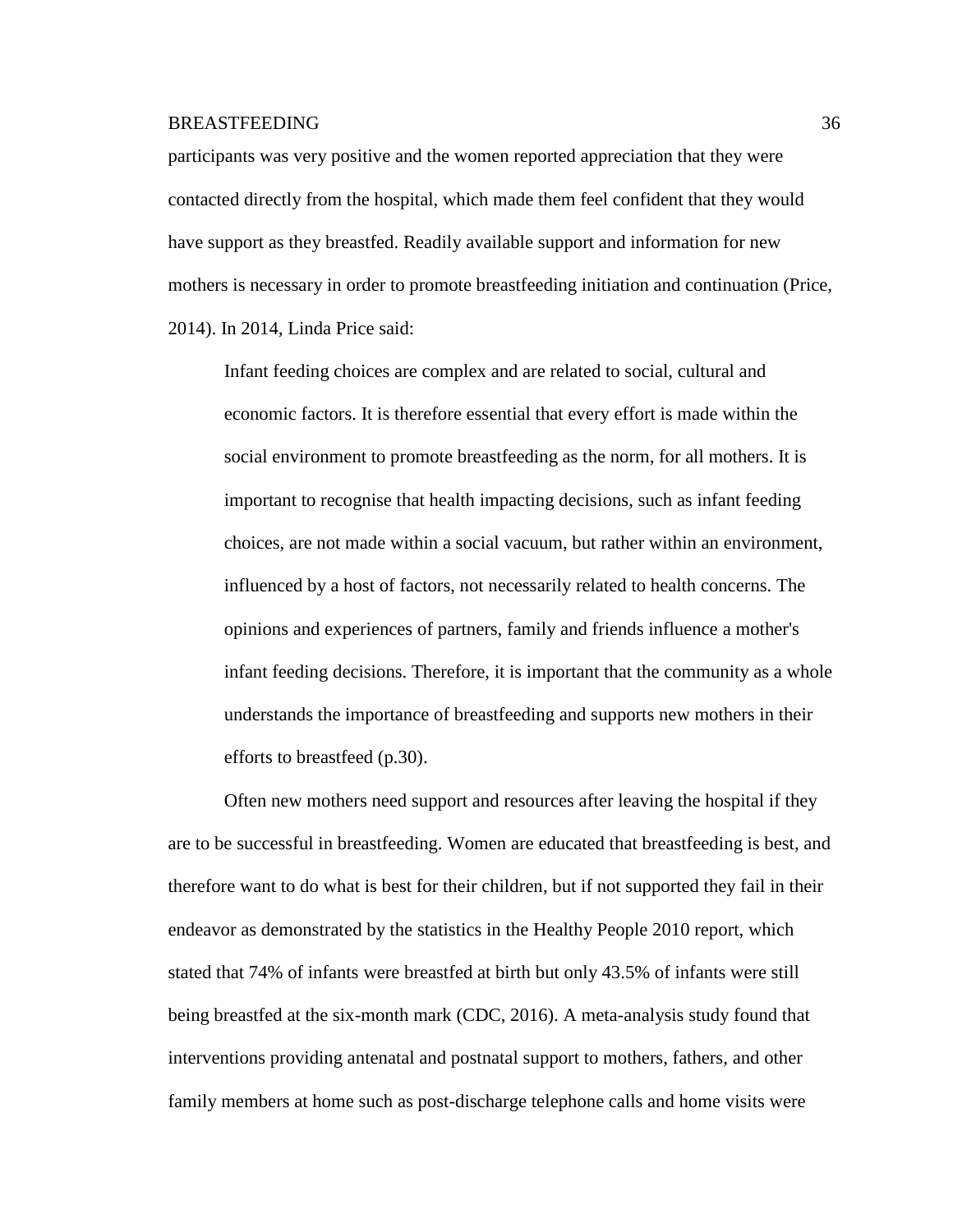participants was very positive and the women reported appreciation that they were contacted directly from the hospital, which made them feel confident that they would have support as they breastfed. Readily available support and information for new mothers is necessary in order to promote breastfeeding initiation and continuation (Price, 2014). In 2014, Linda Price said:

> Infant feeding choices are complex and are related to social, cultural and economic factors. It is therefore essential that every effort is made within the social environment to promote breastfeeding as the norm, for all mothers. It is important to recognise that health impacting decisions, such as infant feeding choices, are not made within a social vacuum, but rather within an environment, influenced by a host of factors, not necessarily related to health concerns. The opinions and experiences of partners, family and friends influence a mother's infant feeding decisions. Therefore, it is important that the community as a whole understands the importance of breastfeeding and supports new mothers in their efforts to breastfeed (p.30).

Often new mothers need support and resources after leaving the hospital if they are to be successful in breastfeeding. Women are educated that breastfeeding is best, and therefore want to do what is best for their children, but if not supported they fail in their endeavor as demonstrated by the statistics in the Healthy People 2010 report, which stated that 74% of infants were breastfed at birth but only 43.5% of infants were still being breastfed at the six-month mark (CDC, 2016). A meta-analysis study found that interventions providing antenatal and postnatal support to mothers, fathers, and other family members at home such as post-discharge telephone calls and home visits were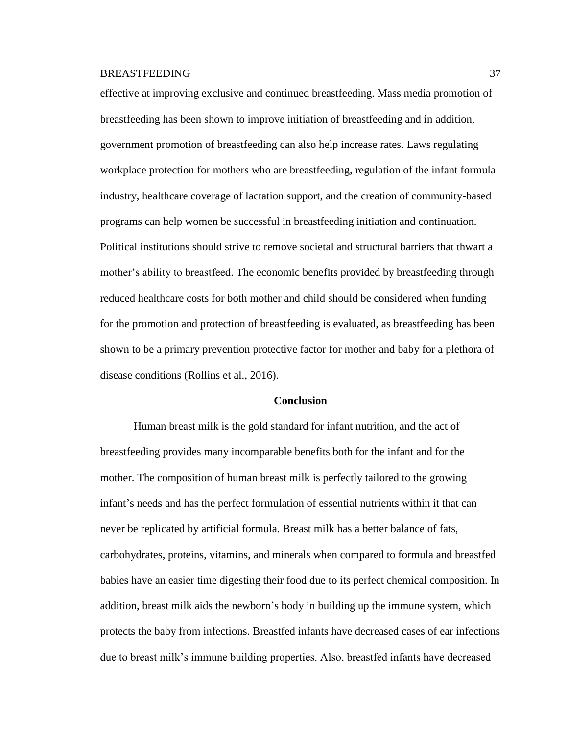effective at improving exclusive and continued breastfeeding. Mass media promotion of breastfeeding has been shown to improve initiation of breastfeeding and in addition, government promotion of breastfeeding can also help increase rates. Laws regulating workplace protection for mothers who are breastfeeding, regulation of the infant formula industry, healthcare coverage of lactation support, and the creation of community-based programs can help women be successful in breastfeeding initiation and continuation. Political institutions should strive to remove societal and structural barriers that thwart a mother's ability to breastfeed. The economic benefits provided by breastfeeding through reduced healthcare costs for both mother and child should be considered when funding for the promotion and protection of breastfeeding is evaluated, as breastfeeding has been shown to be a primary prevention protective factor for mother and baby for a plethora of disease conditions (Rollins et al., 2016).

## Conclusion

Human breast milk is the gold standard for infant nutrition, and the act of breastfeeding provides many incomparable benefits both for the infant and for the mother. The composition of human breast milk is perfectly tailored to the growing infant's needs and has the perfect formulation of essential nutrients within it that can never be replicated by artificial formula. Breast milk has a better balance of fats, carbohydrates, proteins, vitamins, and minerals when compared to formula and breastfed babies have an easier time digesting their food due to its perfect chemical composition. In addition, breast milk aids the newborn's body in building up the immune system, which protects the baby from infections. Breastfed infants have decreased cases of ear infections due to breast milk's immune building properties. Also, breastfed infants have decreased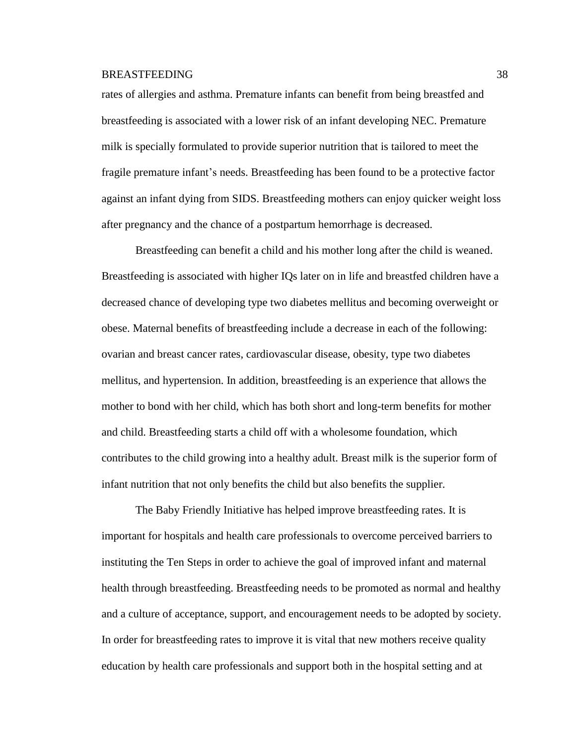rates of allergies and asthma. Premature infants can benefit from being breastfed and breastfeeding is associated with a lower risk of an infant developing NEC. Premature milk is specially formulated to provide superior nutrition that is tailored to meet the fragile premature infant's needs. Breastfeeding has been found to be a protective factor against an infant dying from SIDS. Breastfeeding mothers can enjoy quicker weight loss after pregnancy and the chance of a postpartum hemorrhage is decreased.

Breastfeeding can benefit a child and his mother long after the child is weaned. Breastfeeding is associated with higher IQs later on in life and breastfed children have a decreased chance of developing type two diabetes mellitus and becoming overweight or obese. Maternal benefits of breastfeeding include a decrease in each of the following: ovarian and breast cancer rates, cardiovascular disease, obesity, type two diabetes mellitus, and hypertension. In addition, breastfeeding is an experience that allows the mother to bond with her child, which has both short and long-term benefits for mother and child. Breastfeeding starts a child off with a wholesome foundation, which contributes to the child growing into a healthy adult. Breast milk is the superior form of infant nutrition that not only benefits the child but also benefits the supplier.

The Baby Friendly Initiative has helped improve breastfeeding rates. It is important for hospitals and health care professionals to overcome perceived barriers to instituting the Ten Steps in order to achieve the goal of improved infant and maternal health through breastfeeding. Breastfeeding needs to be promoted as normal and healthy and a culture of acceptance, support, and encouragement needs to be adopted by society. In order for breastfeeding rates to improve it is vital that new mothers receive quality education by health care professionals and support both in the hospital setting and at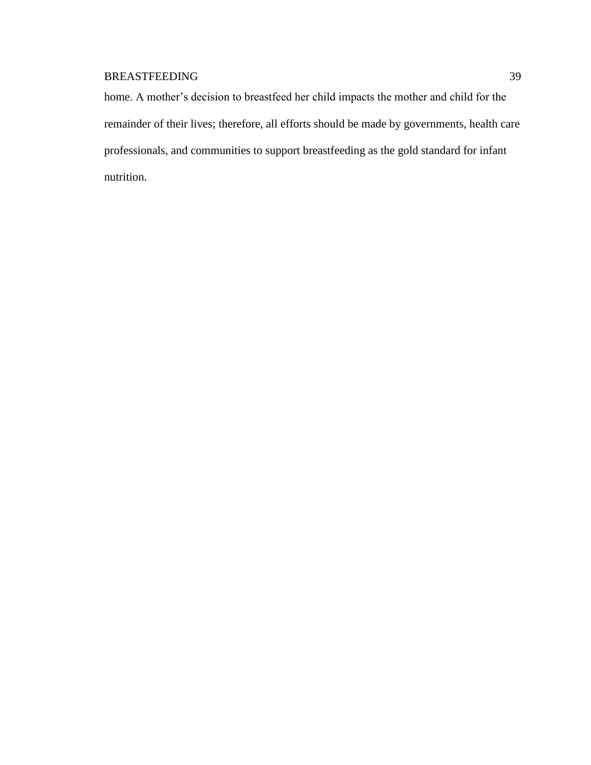home. A mother's decision to breastfeed her child impacts the mother and child for the remainder of their lives; therefore, all efforts should be made by governments, health care professionals, and communities to support breastfeeding as the gold standard for infant nutrition.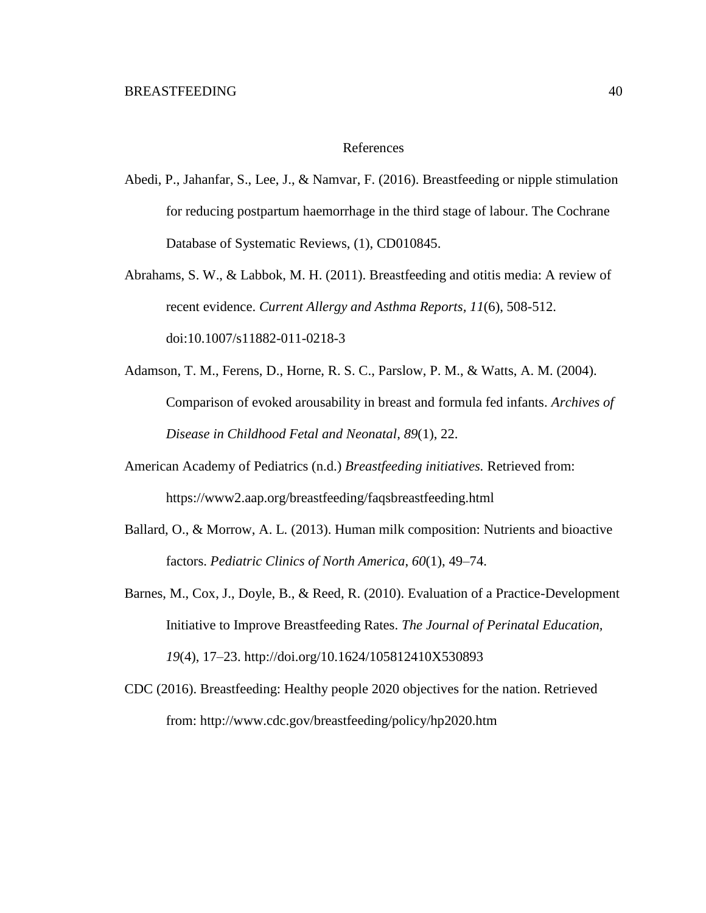# References

Abedi, P., Jahanfar, S., Lee, J., & Namvar, F. (2016). Breastfeeding or nipple stimulation for reducing postpartum haemorrhage in the third stage of labour. The Cochrane Database of Systematic Reviews, (1), CD010845.

Abrahams, S. W., & Labbok, M. H. (2011). Breastfeeding and otitis media: A review of recent evidence. *Current Allergy and Asthma Reports*, *11*(6), 508-512. doi:10.1007/s11882-011-0218-3

Adamson, T. M., Ferens, D., Horne, R. S. C., Parslow, P. M., & Watts, A. M. (2004). Comparison of evoked arousability in breast and formula fed infants. *Archives of Disease in Childhood Fetal and Neonatal*, *89*(1), 22.

American Academy of Pediatrics (n.d.) *Breastfeeding initiatives.* Retrieved from: https://www2.aap.org/breastfeeding/faqsbreastfeeding.html

Ballard, O., & Morrow, A. L. (2013). Human milk composition: Nutrients and bioactive factors. *Pediatric Clinics of North America*, *60*(1), 49–74.

Barnes, M., Cox, J., Doyle, B., & Reed, R. (2010). Evaluation of a Practice-Development Initiative to Improve Breastfeeding Rates. *The Journal of Perinatal Education*, *19*(4), 17–23. http://doi.org/10.1624/105812410X530893

CDC (2016). Breastfeeding: Healthy people 2020 objectives for the nation. Retrieved from: http://www.cdc.gov/breastfeeding/policy/hp2020.htm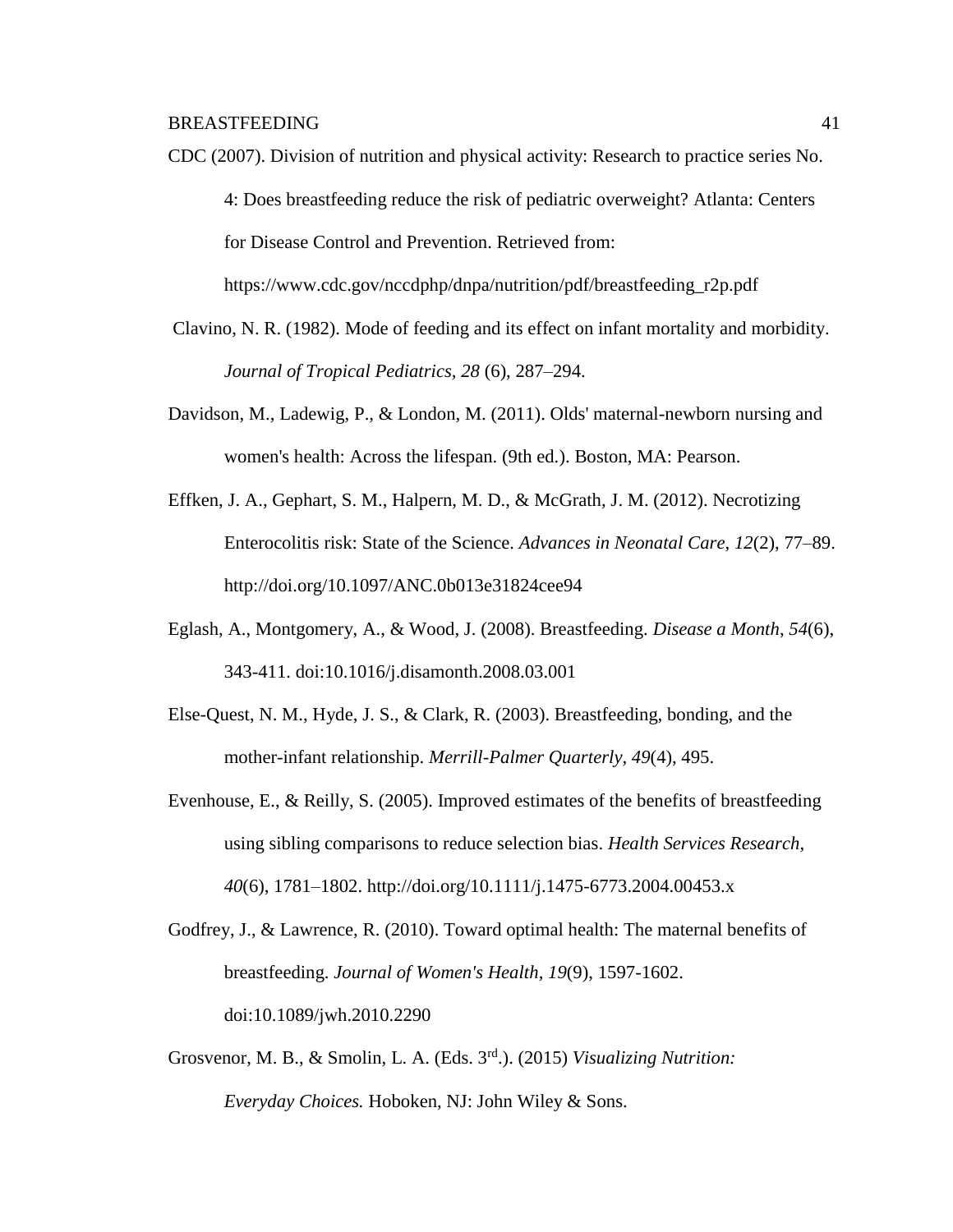CDC (2007). Division of nutrition and physical activity: Research to practice series No. 4: Does breastfeeding reduce the risk of pediatric overweight? Atlanta: Centers for Disease Control and Prevention. Retrieved from: https://www.cdc.gov/nccdphp/dnpa/nutrition/pdf/breastfeeding_r2p.pdf

Clavino, N. R. (1982). Mode of feeding and its effect on infant mortality and morbidity. *Journal of Tropical Pediatrics, 28* (6), 287–294.

Davidson, M., Ladewig, P., & London, M. (2011). Olds' maternal-newborn nursing and women's health: Across the lifespan. (9th ed.). Boston, MA: Pearson.

Effken, J. A., Gephart, S. M., Halpern, M. D., & McGrath, J. M. (2012). Necrotizing Enterocolitis risk: State of the Science. *Advances in Neonatal Care*, *12*(2), 77–89. http://doi.org/10.1097/ANC.0b013e31824cee94

Eglash, A., Montgomery, A., & Wood, J. (2008). Breastfeeding. *Disease a Month*, *54*(6), 343-411. doi:10.1016/j.disamonth.2008.03.001

Else-Quest, N. M., Hyde, J. S., & Clark, R. (2003). Breastfeeding, bonding, and the mother-infant relationship. *Merrill-Palmer Quarterly, 49*(4), 495.

Evenhouse, E., & Reilly, S. (2005). Improved estimates of the benefits of breastfeeding using sibling comparisons to reduce selection bias. *Health Services Research, 40*(6), 1781–1802. http://doi.org/10.1111/j.1475-6773.2004.00453.x

Godfrey, J., & Lawrence, R. (2010). Toward optimal health: The maternal benefits of breastfeeding. *Journal of Women's Health*, *19*(9), 1597-1602. doi:10.1089/jwh.2010.2290

Grosvenor, M. B., & Smolin, L. A. (Eds. 3rd.). (2015) *Visualizing Nutrition: Everyday Choices.* Hoboken, NJ: John Wiley & Sons.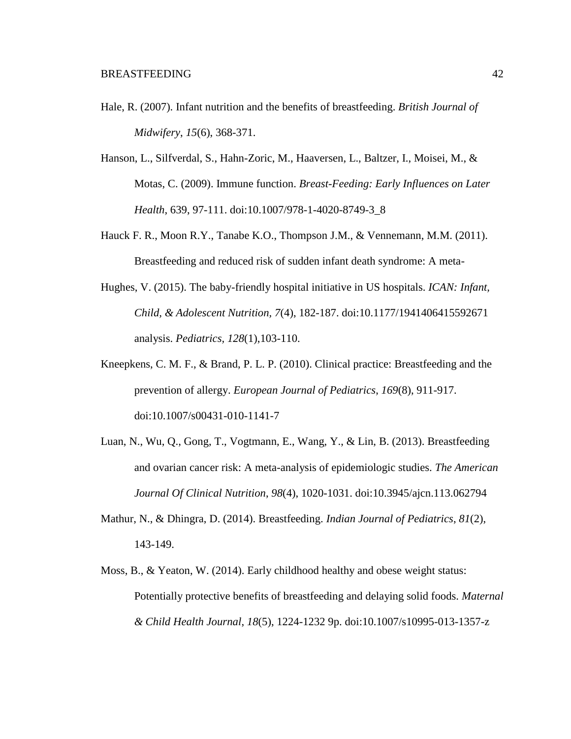Hale, R. (2007). Infant nutrition and the benefits of breastfeeding. *British Journal of Midwifery*, *15*(6), 368-371.

Hanson, L., Silfverdal, S., Hahn-Zoric, M., Haaversen, L., Baltzer, I., Moisei, M., & Motas, C. (2009). Immune function. *Breast-Feeding: Early Influences on Later Health*, 639, 97-111. doi:10.1007/978-1-4020-8749-3_8

Hauck F. R., Moon R.Y., Tanabe K.O., Thompson J.M., & Vennemann, M.M. (2011). Breastfeeding and reduced risk of sudden infant death syndrome: A meta-

Hughes, V. (2015). The baby-friendly hospital initiative in US hospitals. *ICAN: Infant, Child, & Adolescent Nutrition*, *7*(4), 182-187. doi:10.1177/1941406415592671 analysis. *Pediatrics*, *128*(1),103-110.

Kneepkens, C. M. F., & Brand, P. L. P. (2010). Clinical practice: Breastfeeding and the prevention of allergy. *European Journal of Pediatrics*, *169*(8), 911-917. doi:10.1007/s00431-010-1141-7

Luan, N., Wu, Q., Gong, T., Vogtmann, E., Wang, Y., & Lin, B. (2013). Breastfeeding and ovarian cancer risk: A meta-analysis of epidemiologic studies. *The American Journal Of Clinical Nutrition*, *98*(4), 1020-1031. doi:10.3945/ajcn.113.062794

Mathur, N., & Dhingra, D. (2014). Breastfeeding. *Indian Journal of Pediatrics*, *81*(2), 143-149.

Moss, B., & Yeaton, W. (2014). Early childhood healthy and obese weight status: Potentially protective benefits of breastfeeding and delaying solid foods. *Maternal & Child Health Journal*, *18*(5), 1224-1232 9p. doi:10.1007/s10995-013-1357-z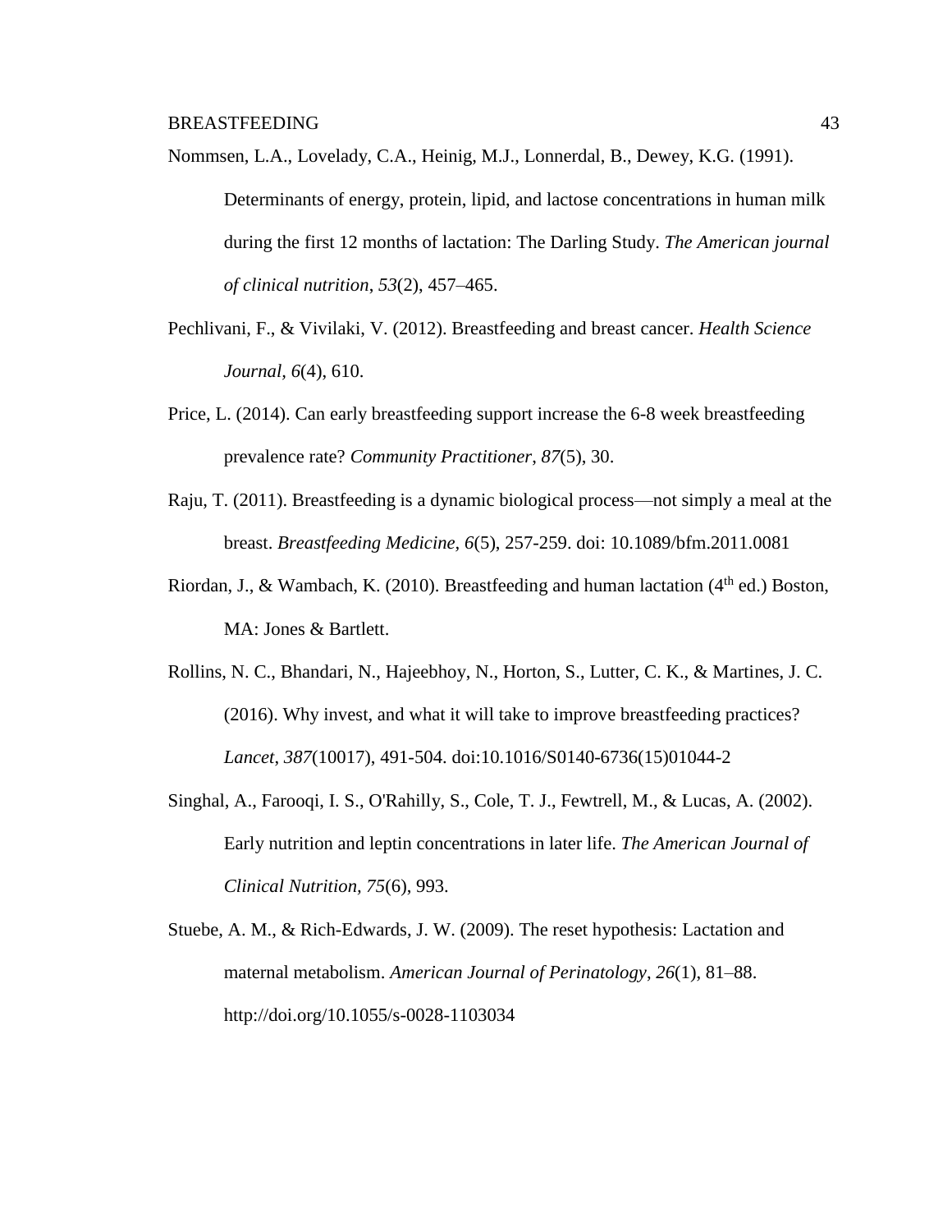Nommsen, L.A., Lovelady, C.A., Heinig, M.J., Lonnerdal, B., Dewey, K.G. (1991). Determinants of energy, protein, lipid, and lactose concentrations in human milk during the first 12 months of lactation: The Darling Study. *The American journal of clinical nutrition*, *53*(2), 457–465.

Pechlivani, F., & Vivilaki, V. (2012). Breastfeeding and breast cancer. *Health Science Journal*, *6*(4), 610.

Price, L. (2014). Can early breastfeeding support increase the 6-8 week breastfeeding prevalence rate? *Community Practitioner*, *87*(5), 30.

Raju, T. (2011). Breastfeeding is a dynamic biological process—not simply a meal at the breast. *Breastfeeding Medicine, 6*(5), 257-259. doi: 10.1089/bfm.2011.0081

Riordan, J., & Wambach, K. (2010). Breastfeeding and human lactation (4th ed.) Boston, MA: Jones & Bartlett.

Rollins, N. C., Bhandari, N., Hajeebhoy, N., Horton, S., Lutter, C. K., & Martines, J. C. (2016). Why invest, and what it will take to improve breastfeeding practices? *Lancet*, *387*(10017), 491-504. doi:10.1016/S0140-6736(15)01044-2

Singhal, A., Farooqi, I. S., O'Rahilly, S., Cole, T. J., Fewtrell, M., & Lucas, A. (2002). Early nutrition and leptin concentrations in later life. *The American Journal of Clinical Nutrition*, *75*(6), 993.

Stuebe, A. M., & Rich-Edwards, J. W. (2009). The reset hypothesis: Lactation and maternal metabolism. *American Journal of Perinatology*, *26*(1), 81–88. http://doi.org/10.1055/s-0028-1103034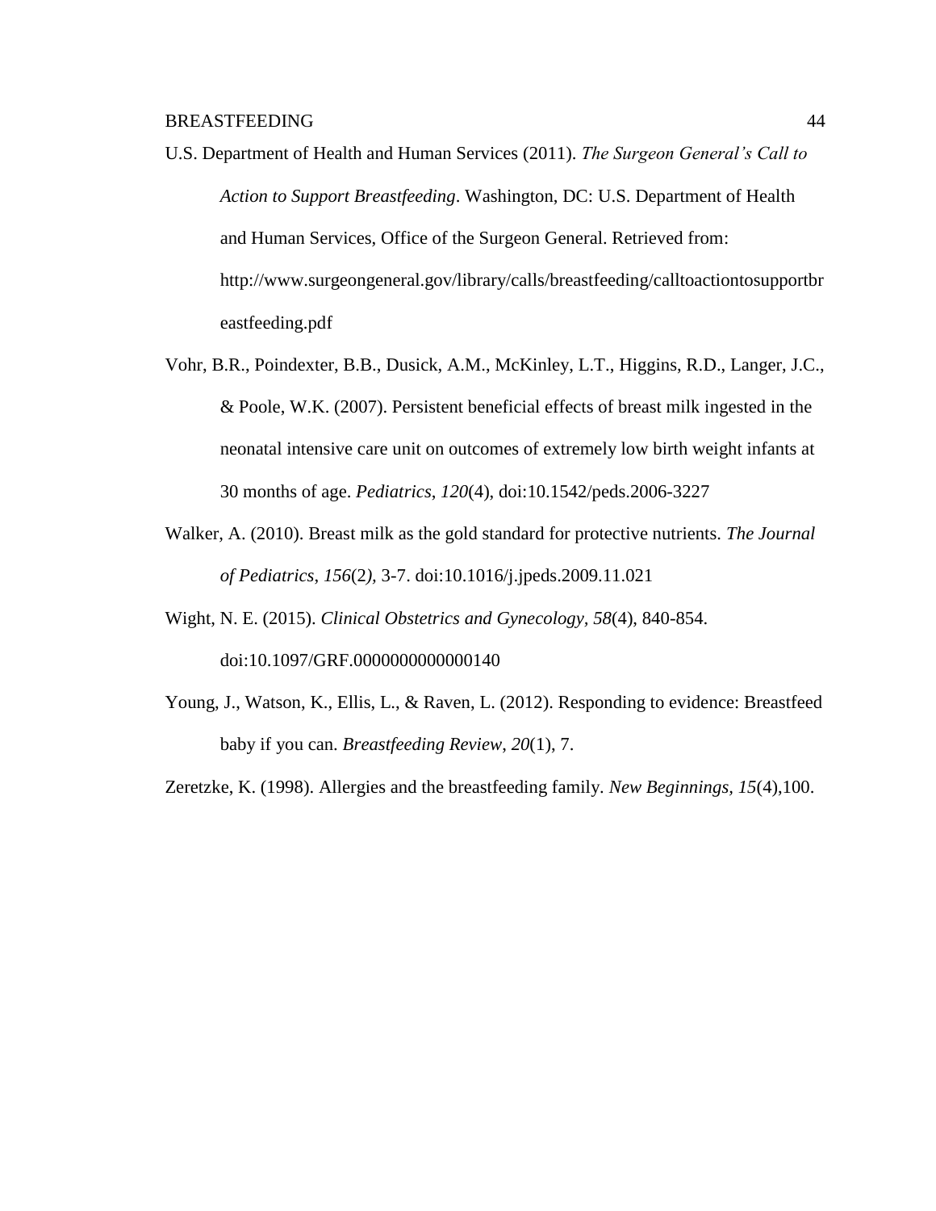U.S. Department of Health and Human Services (2011). *The Surgeon General's Call to Action to Support Breastfeeding*. Washington, DC: U.S. Department of Health and Human Services, Office of the Surgeon General. Retrieved from: http://www.surgeongeneral.gov/library/calls/breastfeeding/calltoactiontosupportbreastfeeding.pdf

Vohr, B.R., Poindexter, B.B., Dusick, A.M., McKinley, L.T., Higgins, R.D., Langer, J.C., & Poole, W.K. (2007). Persistent beneficial effects of breast milk ingested in the neonatal intensive care unit on outcomes of extremely low birth weight infants at 30 months of age. *Pediatrics*, *120*(4), doi:10.1542/peds.2006-3227

Walker, A. (2010). Breast milk as the gold standard for protective nutrients. *The Journal of Pediatrics, 156*(2*),* 3-7. doi:10.1016/j.jpeds.2009.11.021

Wight, N. E. (2015). *Clinical Obstetrics and Gynecology, 58*(4), 840-854. doi:10.1097/GRF.0000000000000140

Young, J., Watson, K., Ellis, L., & Raven, L. (2012). Responding to evidence: Breastfeed baby if you can. *Breastfeeding Review*, *20*(1), 7.

Zeretzke, K. (1998). Allergies and the breastfeeding family. *New Beginnings, 15*(4),100.